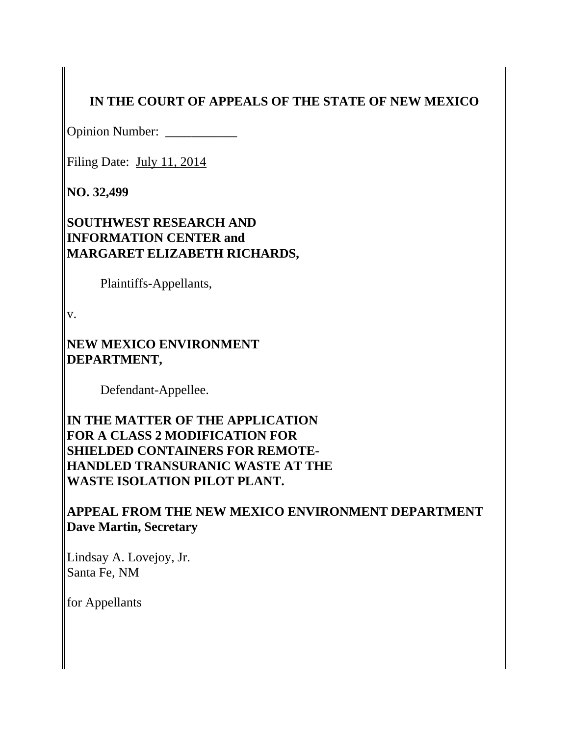**IN THE COURT OF APPEALS OF THE STATE OF NEW MEXICO**

Opinion Number: ___________

Filing Date: July 11, 2014

**NO. 32,499**

**SOUTHWEST RESEARCH AND INFORMATION CENTER and MARGARET ELIZABETH RICHARDS,**

Plaintiffs-Appellants,

v.

**NEW MEXICO ENVIRONMENT DEPARTMENT,**

Defendant-Appellee.

**IN THE MATTER OF THE APPLICATION FOR A CLASS 2 MODIFICATION FOR SHIELDED CONTAINERS FOR REMOTE-HANDLED TRANSURANIC WASTE AT THE WASTE ISOLATION PILOT PLANT.**

**APPEAL FROM THE NEW MEXICO ENVIRONMENT DEPARTMENT**
**Dave Martin, Secretary**

Lindsay A. Lovejoy, Jr.
Santa Fe, NM

for Appellants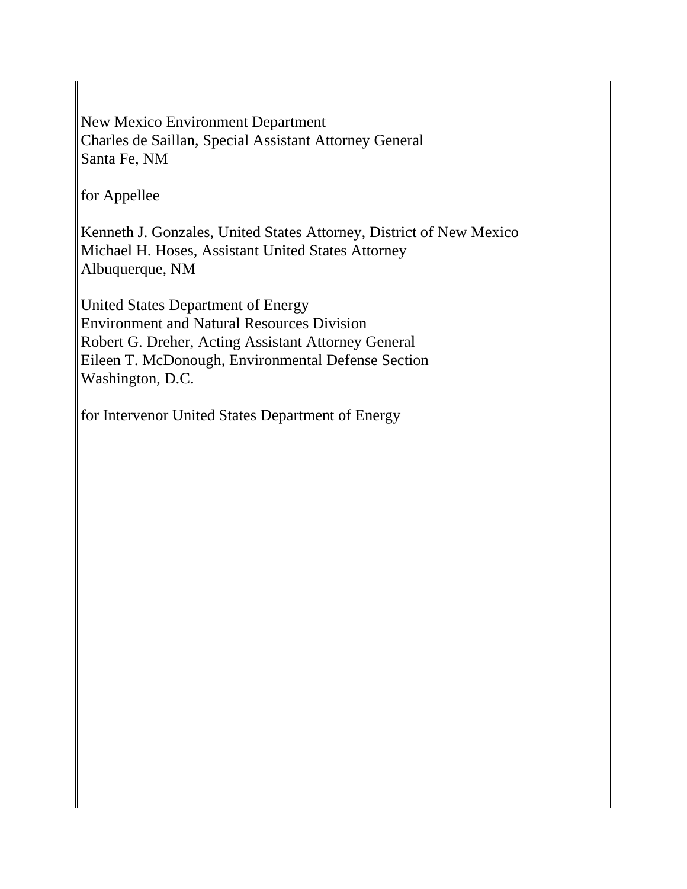New Mexico Environment Department
Charles de Saillan, Special Assistant Attorney General
Santa Fe, NM

for Appellee

Kenneth J. Gonzales, United States Attorney, District of New Mexico
Michael H. Hoses, Assistant United States Attorney
Albuquerque, NM

United States Department of Energy
Environment and Natural Resources Division
Robert G. Dreher, Acting Assistant Attorney General
Eileen T. McDonough, Environmental Defense Section
Washington, D.C.

for Intervenor United States Department of Energy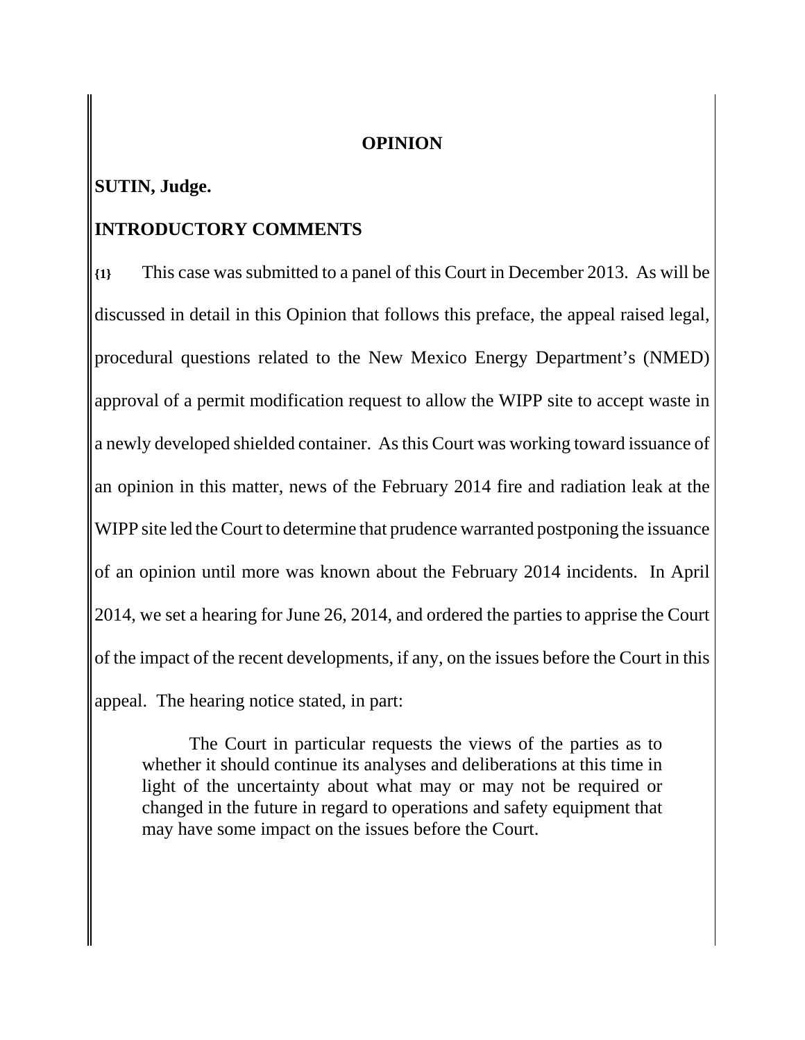**OPINION**

**SUTIN, Judge.**

## INTRODUCTORY COMMENTS

**{1}** This case was submitted to a panel of this Court in December 2013. As will be discussed in detail in this Opinion that follows this preface, the appeal raised legal, procedural questions related to the New Mexico Energy Department's (NMED) approval of a permit modification request to allow the WIPP site to accept waste in a newly developed shielded container. As this Court was working toward issuance of an opinion in this matter, news of the February 2014 fire and radiation leak at the WIPP site led the Court to determine that prudence warranted postponing the issuance of an opinion until more was known about the February 2014 incidents. In April 2014, we set a hearing for June 26, 2014, and ordered the parties to apprise the Court of the impact of the recent developments, if any, on the issues before the Court in this appeal. The hearing notice stated, in part:

> The Court in particular requests the views of the parties as to whether it should continue its analyses and deliberations at this time in light of the uncertainty about what may or may not be required or changed in the future in regard to operations and safety equipment that may have some impact on the issues before the Court.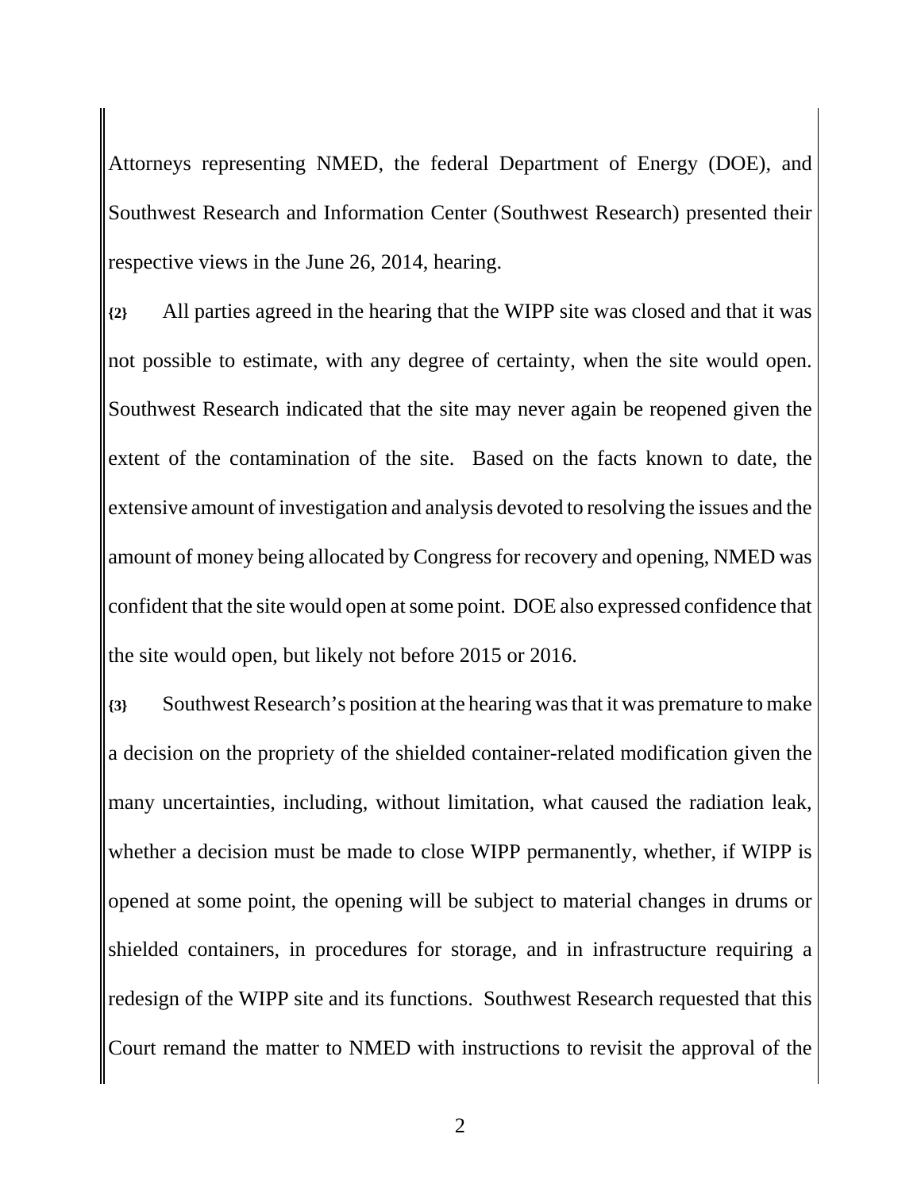Attorneys representing NMED, the federal Department of Energy (DOE), and Southwest Research and Information Center (Southwest Research) presented their respective views in the June 26, 2014, hearing.

**{2}** All parties agreed in the hearing that the WIPP site was closed and that it was not possible to estimate, with any degree of certainty, when the site would open. Southwest Research indicated that the site may never again be reopened given the extent of the contamination of the site. Based on the facts known to date, the extensive amount of investigation and analysis devoted to resolving the issues and the amount of money being allocated by Congress for recovery and opening, NMED was confident that the site would open at some point. DOE also expressed confidence that the site would open, but likely not before 2015 or 2016.

**{3}** Southwest Research's position at the hearing was that it was premature to make a decision on the propriety of the shielded container-related modification given the many uncertainties, including, without limitation, what caused the radiation leak, whether a decision must be made to close WIPP permanently, whether, if WIPP is opened at some point, the opening will be subject to material changes in drums or shielded containers, in procedures for storage, and in infrastructure requiring a redesign of the WIPP site and its functions. Southwest Research requested that this Court remand the matter to NMED with instructions to revisit the approval of the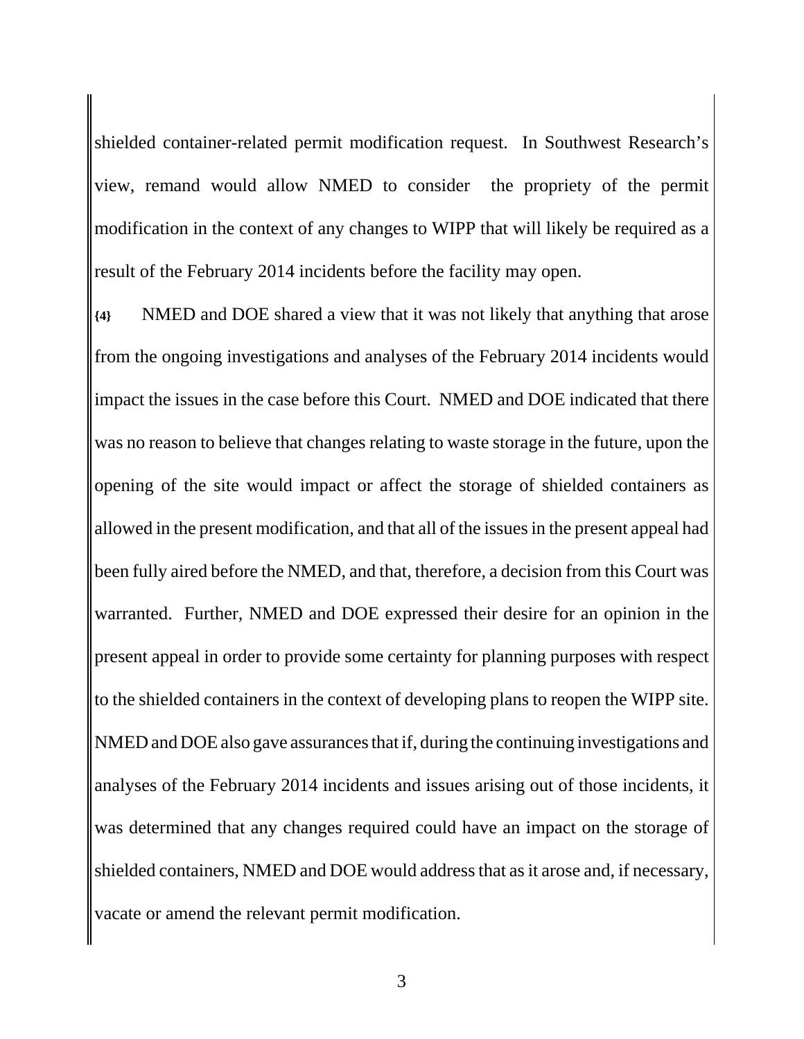shielded container-related permit modification request. In Southwest Research's view, remand would allow NMED to consider the propriety of the permit modification in the context of any changes to WIPP that will likely be required as a result of the February 2014 incidents before the facility may open.

**{4}** NMED and DOE shared a view that it was not likely that anything that arose from the ongoing investigations and analyses of the February 2014 incidents would impact the issues in the case before this Court. NMED and DOE indicated that there was no reason to believe that changes relating to waste storage in the future, upon the opening of the site would impact or affect the storage of shielded containers as allowed in the present modification, and that all of the issues in the present appeal had been fully aired before the NMED, and that, therefore, a decision from this Court was warranted. Further, NMED and DOE expressed their desire for an opinion in the present appeal in order to provide some certainty for planning purposes with respect to the shielded containers in the context of developing plans to reopen the WIPP site. NMED and DOE also gave assurances that if, during the continuing investigations and analyses of the February 2014 incidents and issues arising out of those incidents, it was determined that any changes required could have an impact on the storage of shielded containers, NMED and DOE would address that as it arose and, if necessary, vacate or amend the relevant permit modification.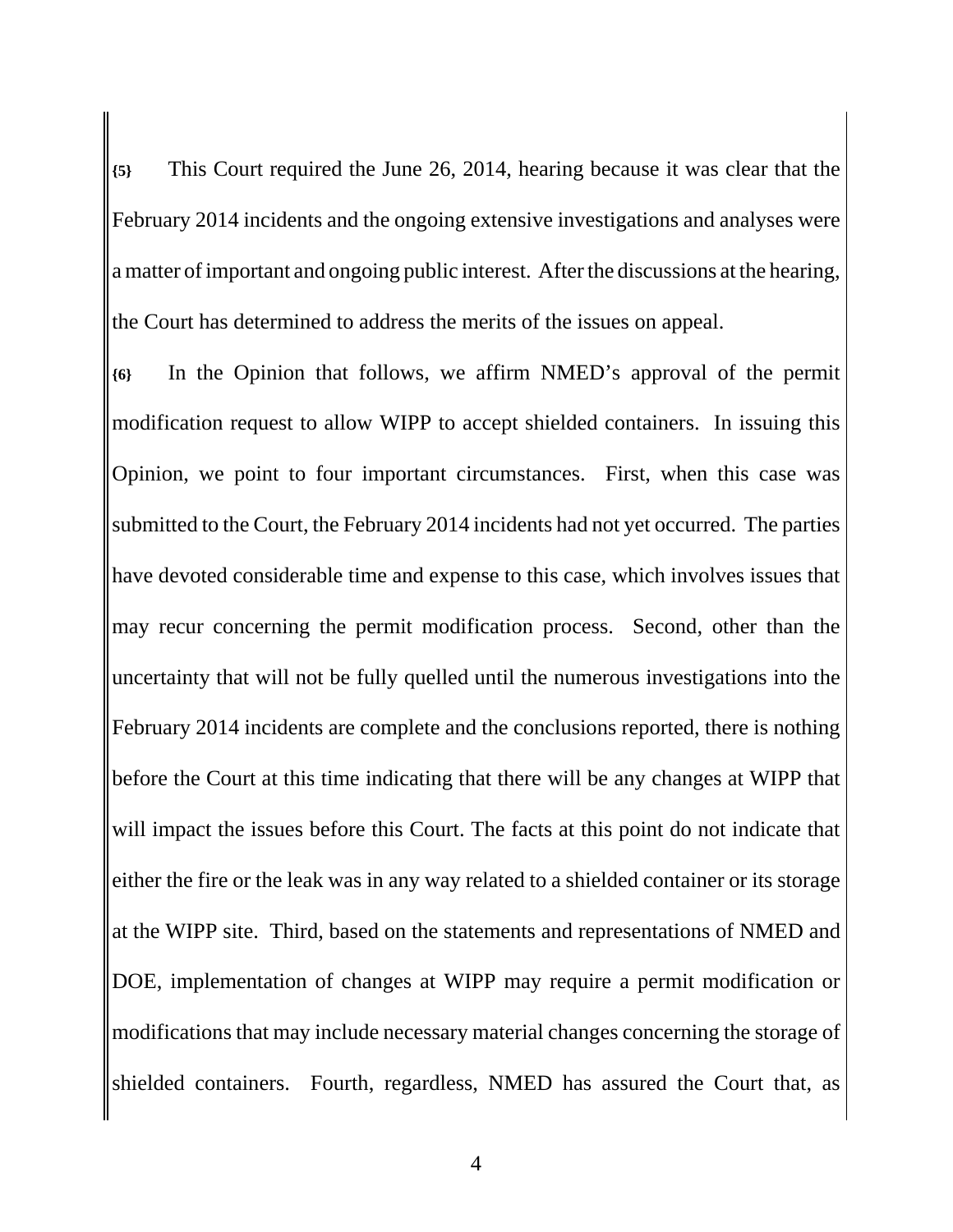{5} This Court required the June 26, 2014, hearing because it was clear that the February 2014 incidents and the ongoing extensive investigations and analyses were a matter of important and ongoing public interest. After the discussions at the hearing, the Court has determined to address the merits of the issues on appeal.

{6} In the Opinion that follows, we affirm NMED's approval of the permit modification request to allow WIPP to accept shielded containers. In issuing this Opinion, we point to four important circumstances. First, when this case was submitted to the Court, the February 2014 incidents had not yet occurred. The parties have devoted considerable time and expense to this case, which involves issues that may recur concerning the permit modification process. Second, other than the uncertainty that will not be fully quelled until the numerous investigations into the February 2014 incidents are complete and the conclusions reported, there is nothing before the Court at this time indicating that there will be any changes at WIPP that will impact the issues before this Court. The facts at this point do not indicate that either the fire or the leak was in any way related to a shielded container or its storage at the WIPP site. Third, based on the statements and representations of NMED and DOE, implementation of changes at WIPP may require a permit modification or modifications that may include necessary material changes concerning the storage of shielded containers. Fourth, regardless, NMED has assured the Court that, as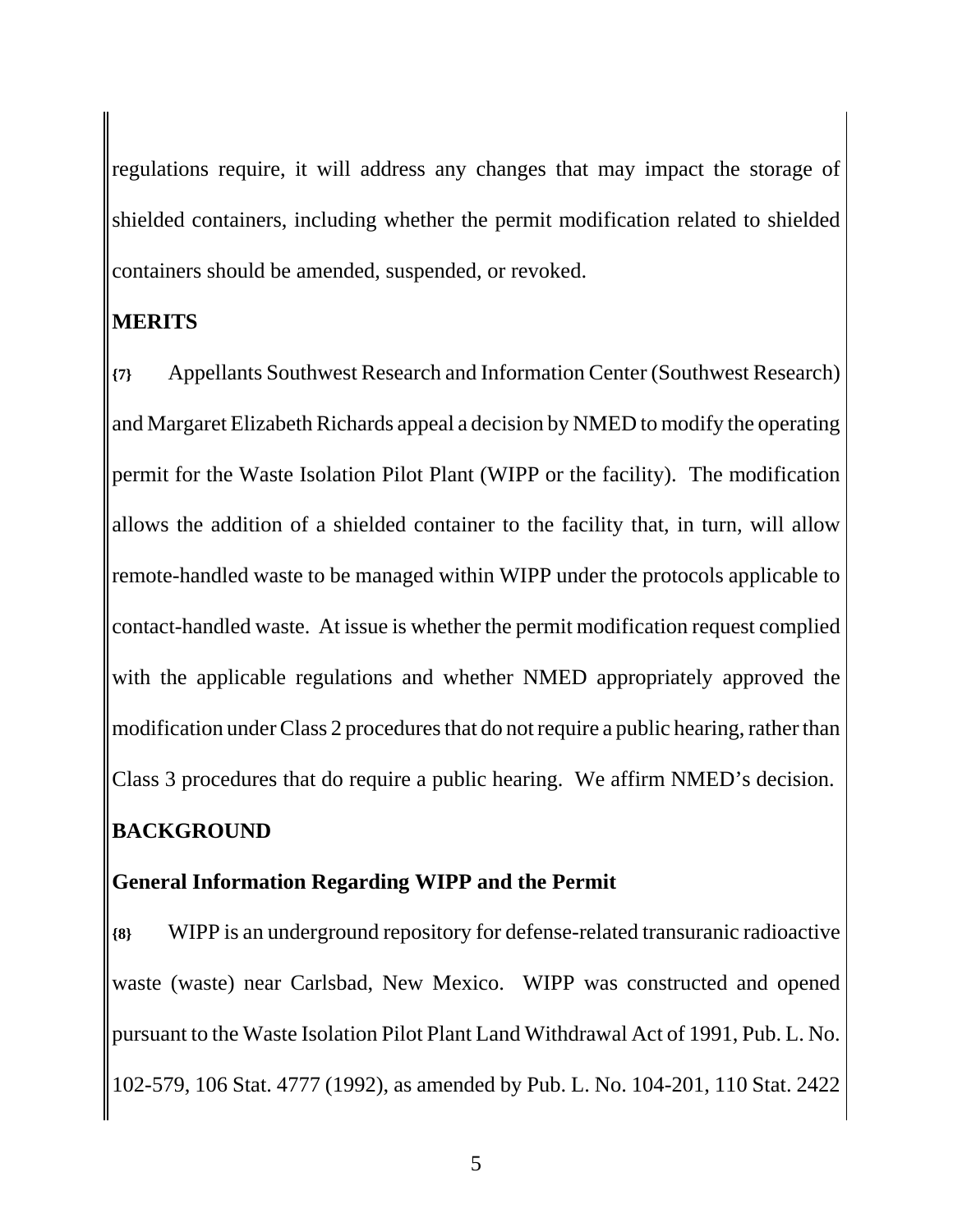regulations require, it will address any changes that may impact the storage of shielded containers, including whether the permit modification related to shielded containers should be amended, suspended, or revoked.

## MERITS

**{7}** Appellants Southwest Research and Information Center (Southwest Research) and Margaret Elizabeth Richards appeal a decision by NMED to modify the operating permit for the Waste Isolation Pilot Plant (WIPP or the facility). The modification allows the addition of a shielded container to the facility that, in turn, will allow remote-handled waste to be managed within WIPP under the protocols applicable to contact-handled waste. At issue is whether the permit modification request complied with the applicable regulations and whether NMED appropriately approved the modification under Class 2 procedures that do not require a public hearing, rather than Class 3 procedures that do require a public hearing. We affirm NMED's decision.

## BACKGROUND

### General Information Regarding WIPP and the Permit

**{8}** WIPP is an underground repository for defense-related transuranic radioactive waste (waste) near Carlsbad, New Mexico. WIPP was constructed and opened pursuant to the Waste Isolation Pilot Plant Land Withdrawal Act of 1991, Pub. L. No. 102-579, 106 Stat. 4777 (1992), as amended by Pub. L. No. 104-201, 110 Stat. 2422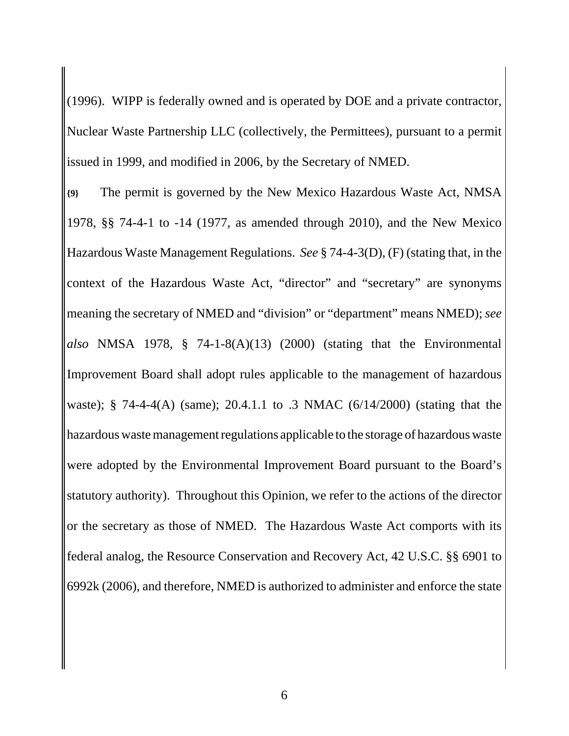(1996). WIPP is federally owned and is operated by DOE and a private contractor, Nuclear Waste Partnership LLC (collectively, the Permittees), pursuant to a permit issued in 1999, and modified in 2006, by the Secretary of NMED.

**{9}** The permit is governed by the New Mexico Hazardous Waste Act, NMSA 1978, §§ 74-4-1 to -14 (1977, as amended through 2010), and the New Mexico Hazardous Waste Management Regulations. *See* § 74-4-3(D), (F) (stating that, in the context of the Hazardous Waste Act, "director" and "secretary" are synonyms meaning the secretary of NMED and "division" or "department" means NMED); *see also* NMSA 1978, § 74-1-8(A)(13) (2000) (stating that the Environmental Improvement Board shall adopt rules applicable to the management of hazardous waste); § 74-4-4(A) (same); 20.4.1.1 to .3 NMAC (6/14/2000) (stating that the hazardous waste management regulations applicable to the storage of hazardous waste were adopted by the Environmental Improvement Board pursuant to the Board's statutory authority). Throughout this Opinion, we refer to the actions of the director or the secretary as those of NMED. The Hazardous Waste Act comports with its federal analog, the Resource Conservation and Recovery Act, 42 U.S.C. §§ 6901 to 6992k (2006), and therefore, NMED is authorized to administer and enforce the state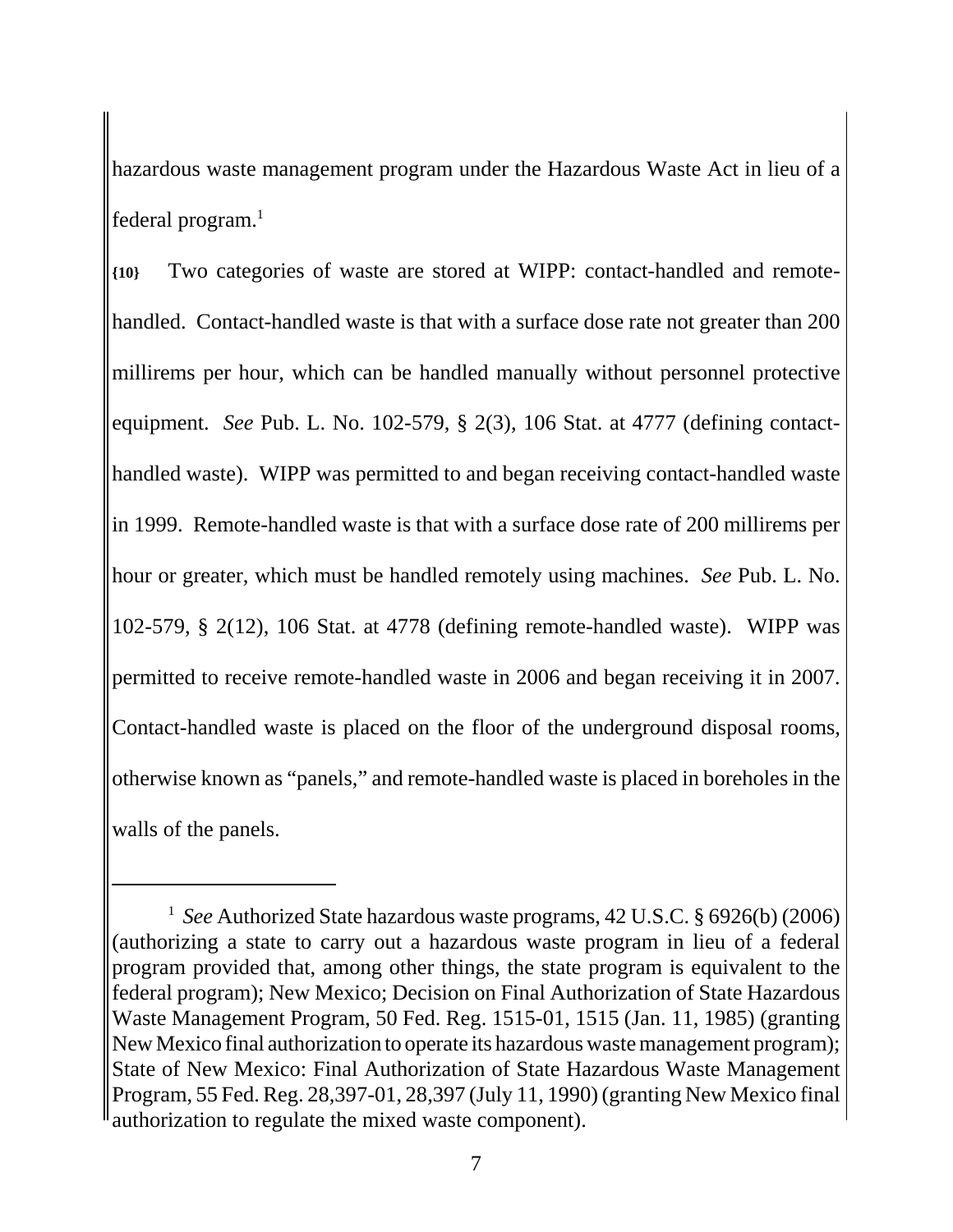hazardous waste management program under the Hazardous Waste Act in lieu of a federal program.[1]

**{10}** Two categories of waste are stored at WIPP: contact-handled and remote-handled. Contact-handled waste is that with a surface dose rate not greater than 200 millirems per hour, which can be handled manually without personnel protective equipment. *See* Pub. L. No. 102-579, § 2(3), 106 Stat. at 4777 (defining contact-handled waste). WIPP was permitted to and began receiving contact-handled waste in 1999. Remote-handled waste is that with a surface dose rate of 200 millirems per hour or greater, which must be handled remotely using machines. *See* Pub. L. No. 102-579, § 2(12), 106 Stat. at 4778 (defining remote-handled waste). WIPP was permitted to receive remote-handled waste in 2006 and began receiving it in 2007. Contact-handled waste is placed on the floor of the underground disposal rooms, otherwise known as "panels," and remote-handled waste is placed in boreholes in the walls of the panels.

---

[1] *See* Authorized State hazardous waste programs, 42 U.S.C. § 6926(b) (2006) (authorizing a state to carry out a hazardous waste program in lieu of a federal program provided that, among other things, the state program is equivalent to the federal program); New Mexico; Decision on Final Authorization of State Hazardous Waste Management Program, 50 Fed. Reg. 1515-01, 1515 (Jan. 11, 1985) (granting New Mexico final authorization to operate its hazardous waste management program); State of New Mexico: Final Authorization of State Hazardous Waste Management Program, 55 Fed. Reg. 28,397-01, 28,397 (July 11, 1990) (granting New Mexico final authorization to regulate the mixed waste component).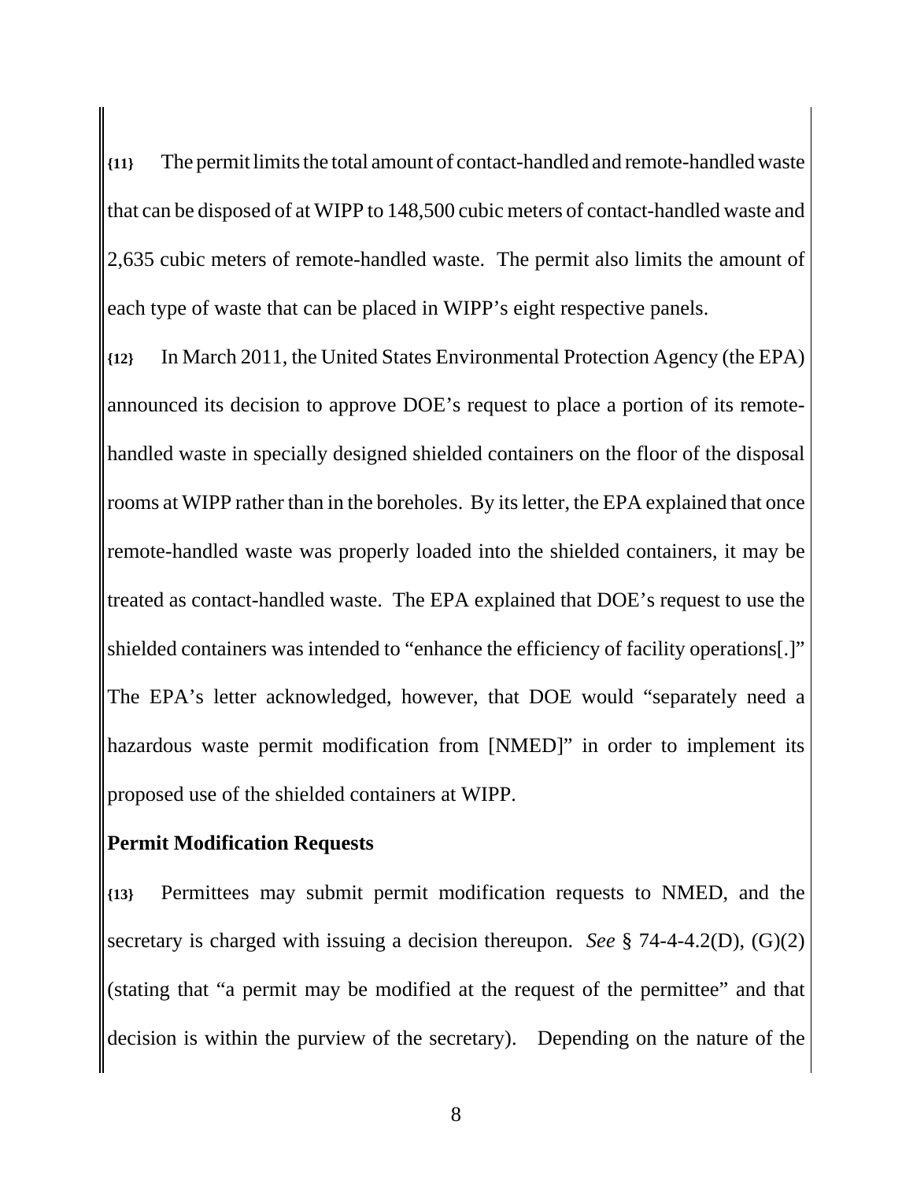{11} The permit limits the total amount of contact-handled and remote-handled waste that can be disposed of at WIPP to 148,500 cubic meters of contact-handled waste and 2,635 cubic meters of remote-handled waste. The permit also limits the amount of each type of waste that can be placed in WIPP's eight respective panels.

{12} In March 2011, the United States Environmental Protection Agency (the EPA) announced its decision to approve DOE's request to place a portion of its remote-handled waste in specially designed shielded containers on the floor of the disposal rooms at WIPP rather than in the boreholes. By its letter, the EPA explained that once remote-handled waste was properly loaded into the shielded containers, it may be treated as contact-handled waste. The EPA explained that DOE's request to use the shielded containers was intended to "enhance the efficiency of facility operations[.]" The EPA's letter acknowledged, however, that DOE would "separately need a hazardous waste permit modification from [NMED]" in order to implement its proposed use of the shielded containers at WIPP.

**Permit Modification Requests**

{13} Permittees may submit permit modification requests to NMED, and the secretary is charged with issuing a decision thereupon. *See* § 74-4-4.2(D), (G)(2) (stating that "a permit may be modified at the request of the permittee" and that decision is within the purview of the secretary). Depending on the nature of the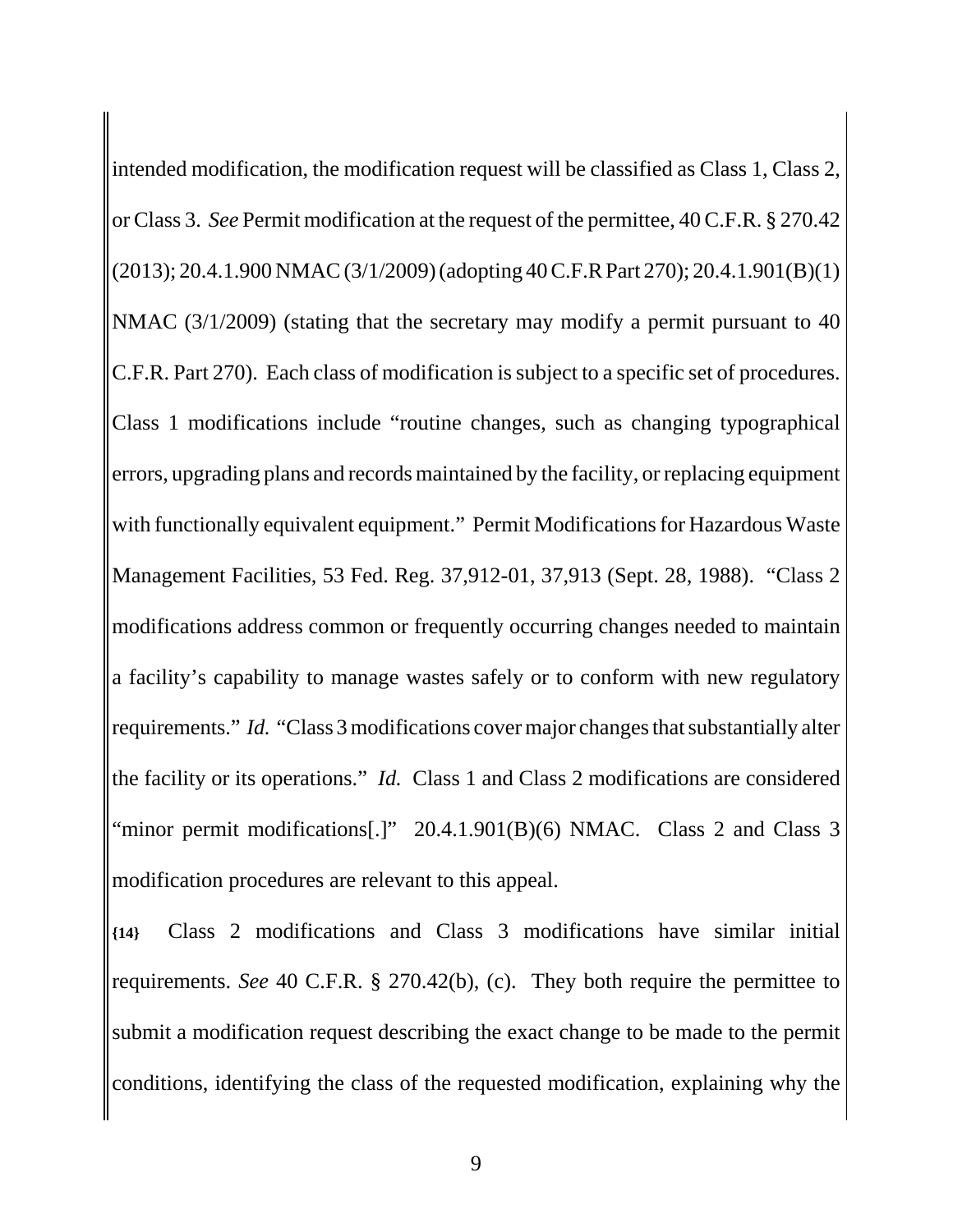intended modification, the modification request will be classified as Class 1, Class 2, or Class 3. *See* Permit modification at the request of the permittee, 40 C.F.R. § 270.42 (2013); 20.4.1.900 NMAC (3/1/2009) (adopting 40 C.F.R Part 270); 20.4.1.901(B)(1) NMAC (3/1/2009) (stating that the secretary may modify a permit pursuant to 40 C.F.R. Part 270). Each class of modification is subject to a specific set of procedures. Class 1 modifications include "routine changes, such as changing typographical errors, upgrading plans and records maintained by the facility, or replacing equipment with functionally equivalent equipment." Permit Modifications for Hazardous Waste Management Facilities, 53 Fed. Reg. 37,912-01, 37,913 (Sept. 28, 1988). "Class 2 modifications address common or frequently occurring changes needed to maintain a facility's capability to manage wastes safely or to conform with new regulatory requirements." *Id.* "Class 3 modifications cover major changes that substantially alter the facility or its operations." *Id.* Class 1 and Class 2 modifications are considered "minor permit modifications[.]" 20.4.1.901(B)(6) NMAC. Class 2 and Class 3 modification procedures are relevant to this appeal.

**{14}** Class 2 modifications and Class 3 modifications have similar initial requirements. *See* 40 C.F.R. § 270.42(b), (c). They both require the permittee to submit a modification request describing the exact change to be made to the permit conditions, identifying the class of the requested modification, explaining why the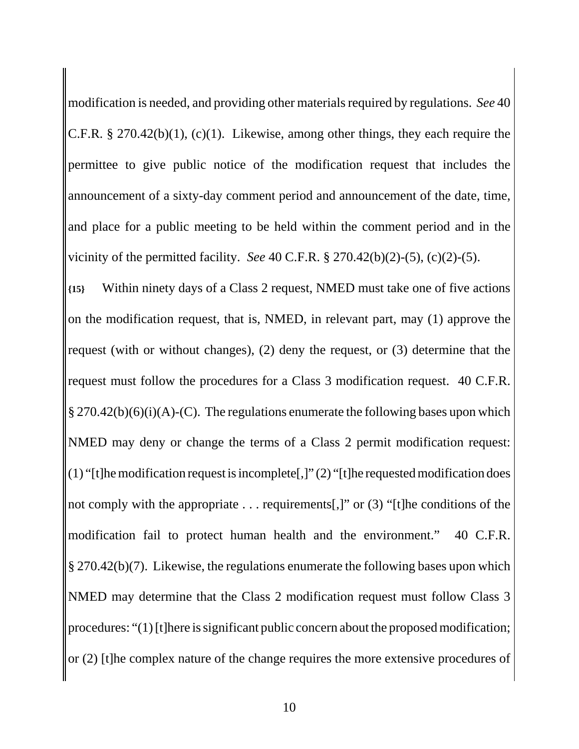modification is needed, and providing other materials required by regulations. *See* 40 C.F.R. § 270.42(b)(1), (c)(1). Likewise, among other things, they each require the permittee to give public notice of the modification request that includes the announcement of a sixty-day comment period and announcement of the date, time, and place for a public meeting to be held within the comment period and in the vicinity of the permitted facility. *See* 40 C.F.R. § 270.42(b)(2)-(5), (c)(2)-(5).

**{15}** Within ninety days of a Class 2 request, NMED must take one of five actions on the modification request, that is, NMED, in relevant part, may (1) approve the request (with or without changes), (2) deny the request, or (3) determine that the request must follow the procedures for a Class 3 modification request. 40 C.F.R. § 270.42(b)(6)(i)(A)-(C). The regulations enumerate the following bases upon which NMED may deny or change the terms of a Class 2 permit modification request: (1) "[t]he modification request is incomplete[,]" (2) "[t]he requested modification does not comply with the appropriate . . . requirements[,]" or (3) "[t]he conditions of the modification fail to protect human health and the environment." 40 C.F.R. § 270.42(b)(7). Likewise, the regulations enumerate the following bases upon which NMED may determine that the Class 2 modification request must follow Class 3 procedures: "(1) [t]here is significant public concern about the proposed modification; or (2) [t]he complex nature of the change requires the more extensive procedures of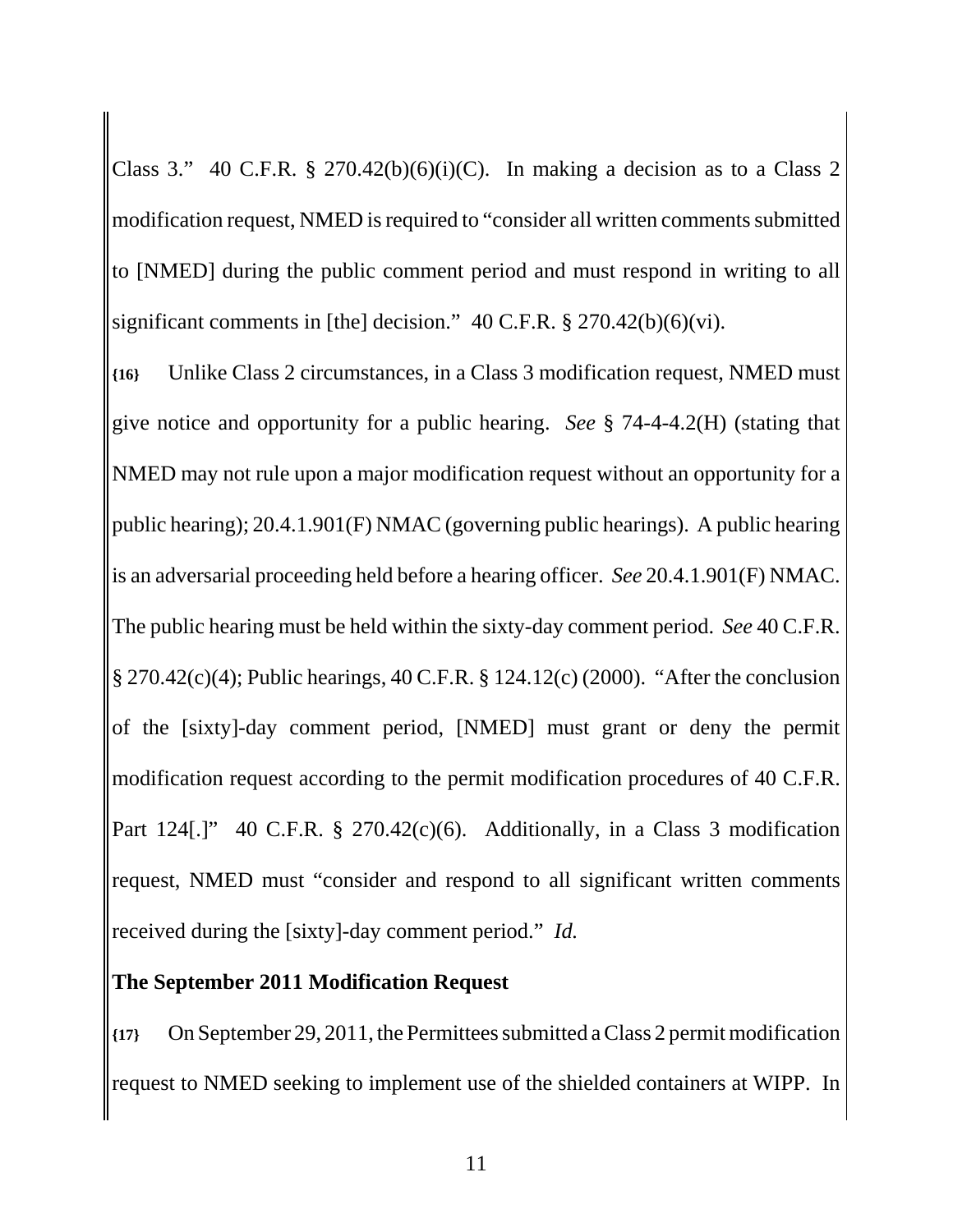Class 3." 40 C.F.R. § 270.42(b)(6)(i)(C). In making a decision as to a Class 2 modification request, NMED is required to "consider all written comments submitted to [NMED] during the public comment period and must respond in writing to all significant comments in [the] decision." 40 C.F.R. § 270.42(b)(6)(vi).

**{16}** Unlike Class 2 circumstances, in a Class 3 modification request, NMED must give notice and opportunity for a public hearing. *See* § 74-4-4.2(H) (stating that NMED may not rule upon a major modification request without an opportunity for a public hearing); 20.4.1.901(F) NMAC (governing public hearings). A public hearing is an adversarial proceeding held before a hearing officer. *See* 20.4.1.901(F) NMAC. The public hearing must be held within the sixty-day comment period. *See* 40 C.F.R. § 270.42(c)(4); Public hearings, 40 C.F.R. § 124.12(c) (2000). "After the conclusion of the [sixty]-day comment period, [NMED] must grant or deny the permit modification request according to the permit modification procedures of 40 C.F.R. Part 124[.]" 40 C.F.R. § 270.42(c)(6). Additionally, in a Class 3 modification request, NMED must "consider and respond to all significant written comments received during the [sixty]-day comment period." *Id.*

**The September 2011 Modification Request**

**{17}** On September 29, 2011, the Permittees submitted a Class 2 permit modification request to NMED seeking to implement use of the shielded containers at WIPP. In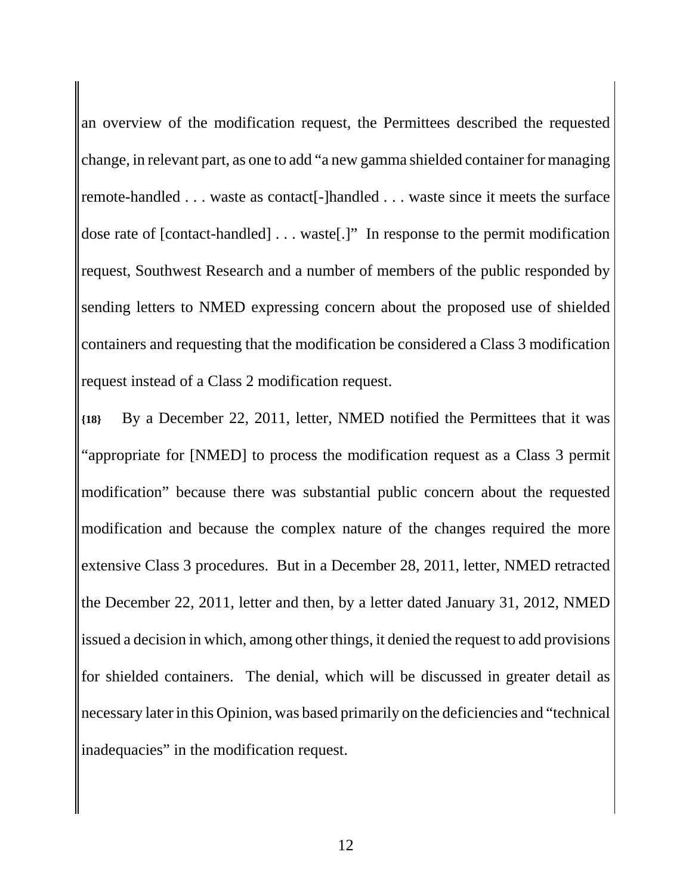an overview of the modification request, the Permittees described the requested change, in relevant part, as one to add "a new gamma shielded container for managing remote-handled . . . waste as contact[-]handled . . . waste since it meets the surface dose rate of [contact-handled] . . . waste[.]" In response to the permit modification request, Southwest Research and a number of members of the public responded by sending letters to NMED expressing concern about the proposed use of shielded containers and requesting that the modification be considered a Class 3 modification request instead of a Class 2 modification request.

**{18}** By a December 22, 2011, letter, NMED notified the Permittees that it was "appropriate for [NMED] to process the modification request as a Class 3 permit modification" because there was substantial public concern about the requested modification and because the complex nature of the changes required the more extensive Class 3 procedures. But in a December 28, 2011, letter, NMED retracted the December 22, 2011, letter and then, by a letter dated January 31, 2012, NMED issued a decision in which, among other things, it denied the request to add provisions for shielded containers. The denial, which will be discussed in greater detail as necessary later in this Opinion, was based primarily on the deficiencies and "technical inadequacies" in the modification request.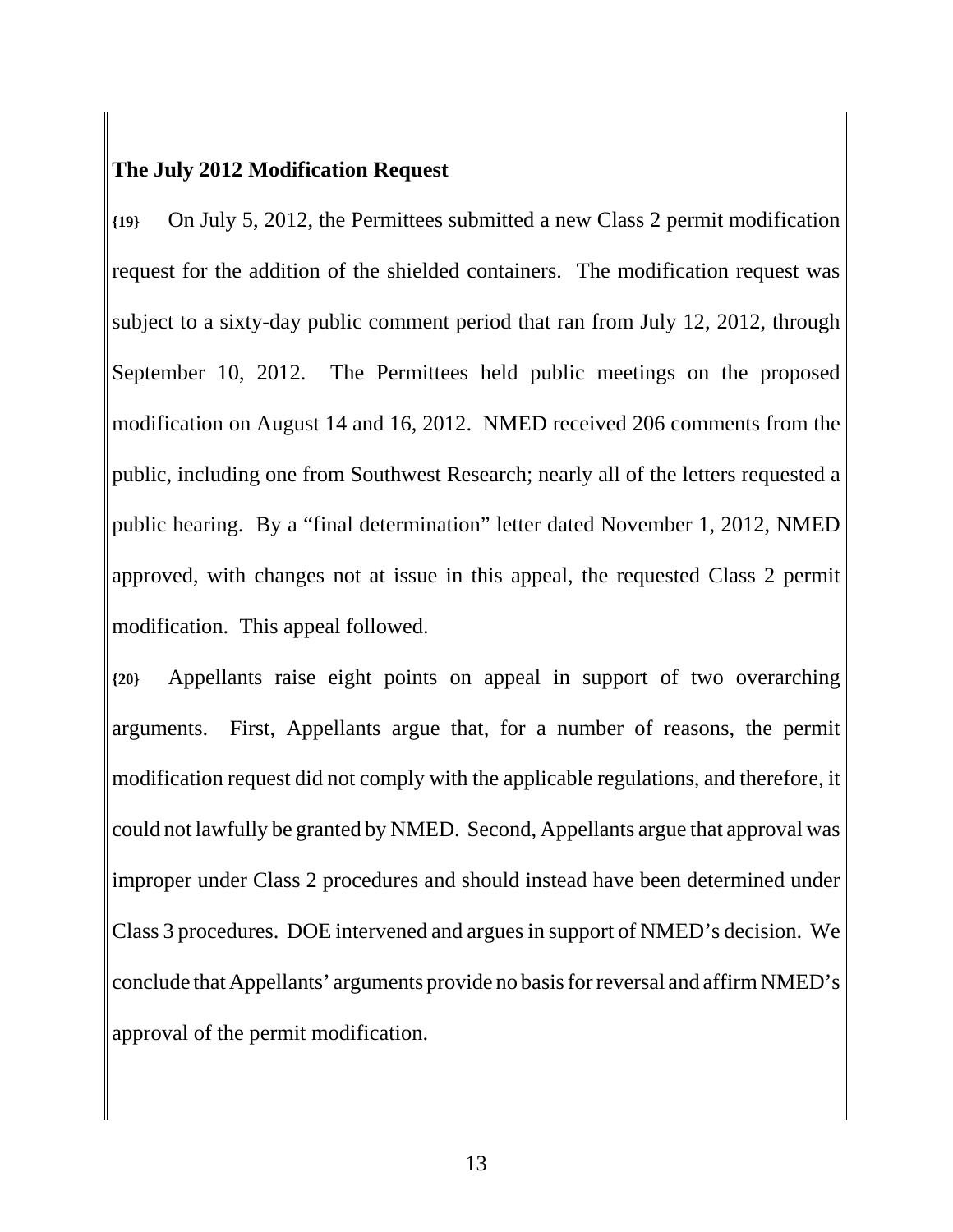**The July 2012 Modification Request**

**{19}** On July 5, 2012, the Permittees submitted a new Class 2 permit modification request for the addition of the shielded containers. The modification request was subject to a sixty-day public comment period that ran from July 12, 2012, through September 10, 2012. The Permittees held public meetings on the proposed modification on August 14 and 16, 2012. NMED received 206 comments from the public, including one from Southwest Research; nearly all of the letters requested a public hearing. By a "final determination" letter dated November 1, 2012, NMED approved, with changes not at issue in this appeal, the requested Class 2 permit modification. This appeal followed.

**{20}** Appellants raise eight points on appeal in support of two overarching arguments. First, Appellants argue that, for a number of reasons, the permit modification request did not comply with the applicable regulations, and therefore, it could not lawfully be granted by NMED. Second, Appellants argue that approval was improper under Class 2 procedures and should instead have been determined under Class 3 procedures. DOE intervened and argues in support of NMED's decision. We conclude that Appellants' arguments provide no basis for reversal and affirm NMED's approval of the permit modification.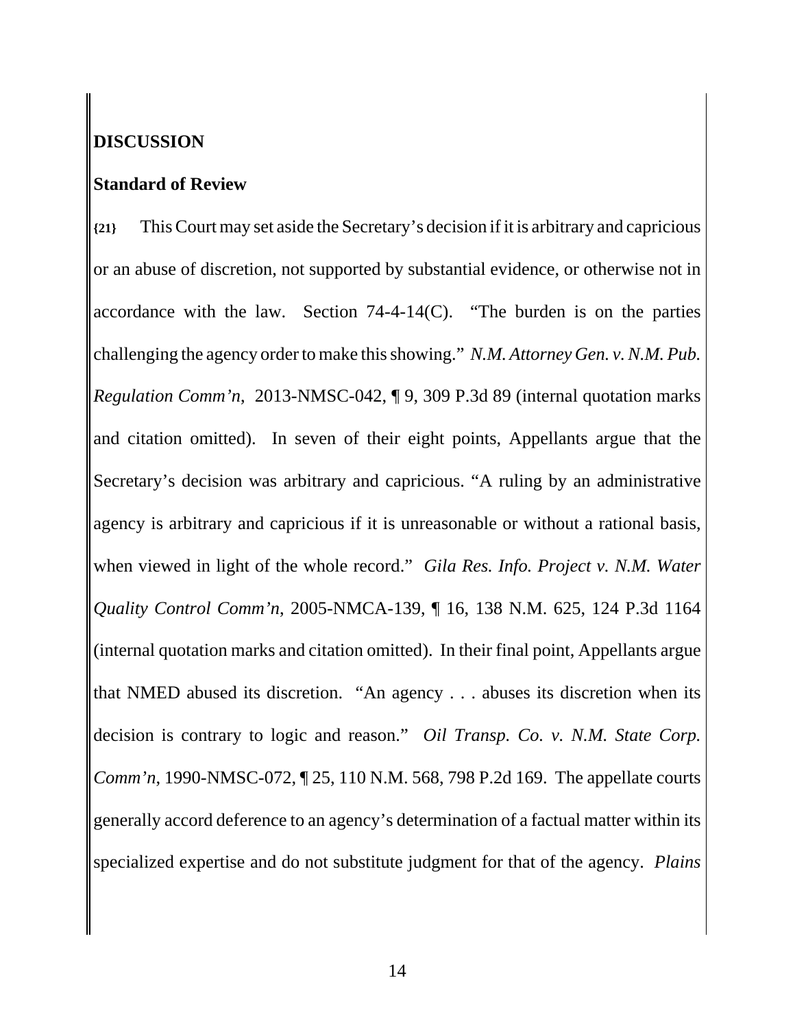## DISCUSSION

### Standard of Review

**{21}** This Court may set aside the Secretary's decision if it is arbitrary and capricious or an abuse of discretion, not supported by substantial evidence, or otherwise not in accordance with the law. Section 74-4-14(C). "The burden is on the parties challenging the agency order to make this showing." *N.M. Attorney Gen. v. N.M. Pub. Regulation Comm'n*, 2013-NMSC-042, ¶ 9, 309 P.3d 89 (internal quotation marks and citation omitted). In seven of their eight points, Appellants argue that the Secretary's decision was arbitrary and capricious. "A ruling by an administrative agency is arbitrary and capricious if it is unreasonable or without a rational basis, when viewed in light of the whole record." *Gila Res. Info. Project v. N.M. Water Quality Control Comm'n*, 2005-NMCA-139, ¶ 16, 138 N.M. 625, 124 P.3d 1164 (internal quotation marks and citation omitted). In their final point, Appellants argue that NMED abused its discretion. "An agency . . . abuses its discretion when its decision is contrary to logic and reason." *Oil Transp. Co. v. N.M. State Corp. Comm'n*, 1990-NMSC-072, ¶ 25, 110 N.M. 568, 798 P.2d 169. The appellate courts generally accord deference to an agency's determination of a factual matter within its specialized expertise and do not substitute judgment for that of the agency. *Plains*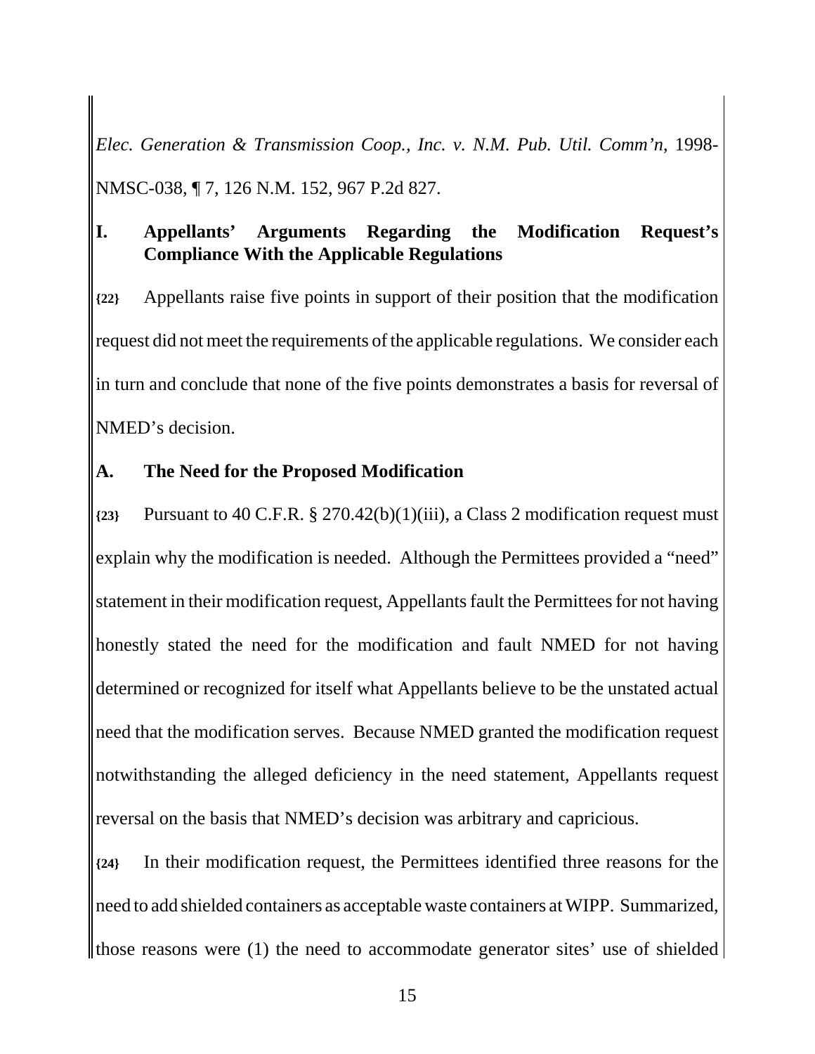*Elec. Generation & Transmission Coop., Inc. v. N.M. Pub. Util. Comm'n*, 1998-NMSC-038, ¶ 7, 126 N.M. 152, 967 P.2d 827.

## I. Appellants' Arguments Regarding the Modification Request's Compliance With the Applicable Regulations

**{22}** Appellants raise five points in support of their position that the modification request did not meet the requirements of the applicable regulations. We consider each in turn and conclude that none of the five points demonstrates a basis for reversal of NMED's decision.

### A. The Need for the Proposed Modification

**{23}** Pursuant to 40 C.F.R. § 270.42(b)(1)(iii), a Class 2 modification request must explain why the modification is needed. Although the Permittees provided a "need" statement in their modification request, Appellants fault the Permittees for not having honestly stated the need for the modification and fault NMED for not having determined or recognized for itself what Appellants believe to be the unstated actual need that the modification serves. Because NMED granted the modification request notwithstanding the alleged deficiency in the need statement, Appellants request reversal on the basis that NMED's decision was arbitrary and capricious.

**{24}** In their modification request, the Permittees identified three reasons for the need to add shielded containers as acceptable waste containers at WIPP. Summarized, those reasons were (1) the need to accommodate generator sites' use of shielded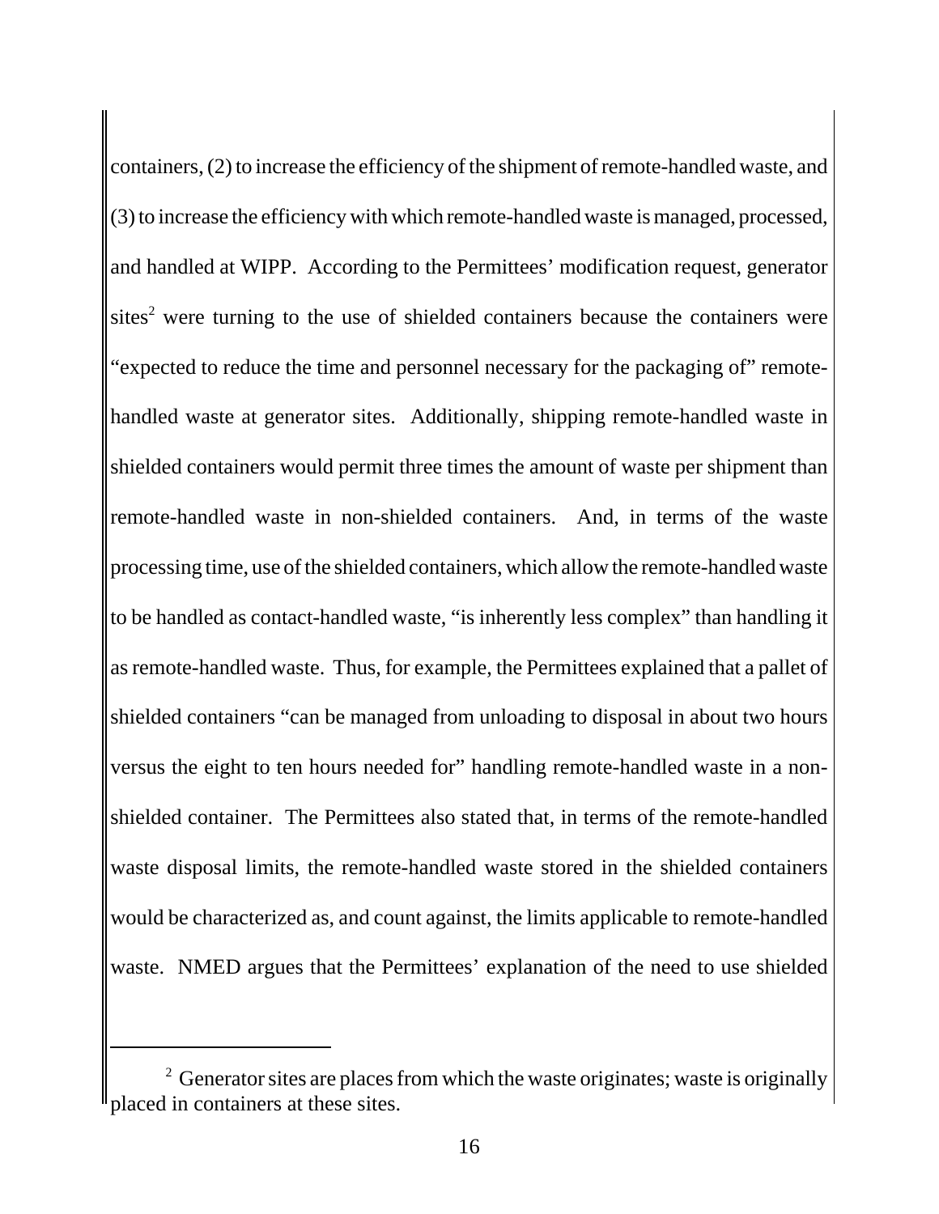containers, (2) to increase the efficiency of the shipment of remote-handled waste, and (3) to increase the efficiency with which remote-handled waste is managed, processed, and handled at WIPP. According to the Permittees' modification request, generator sites[2] were turning to the use of shielded containers because the containers were "expected to reduce the time and personnel necessary for the packaging of" remote-handled waste at generator sites. Additionally, shipping remote-handled waste in shielded containers would permit three times the amount of waste per shipment than remote-handled waste in non-shielded containers. And, in terms of the waste processing time, use of the shielded containers, which allow the remote-handled waste to be handled as contact-handled waste, "is inherently less complex" than handling it as remote-handled waste. Thus, for example, the Permittees explained that a pallet of shielded containers "can be managed from unloading to disposal in about two hours versus the eight to ten hours needed for" handling remote-handled waste in a non-shielded container. The Permittees also stated that, in terms of the remote-handled waste disposal limits, the remote-handled waste stored in the shielded containers would be characterized as, and count against, the limits applicable to remote-handled waste. NMED argues that the Permittees' explanation of the need to use shielded

[2] Generator sites are places from which the waste originates; waste is originally placed in containers at these sites.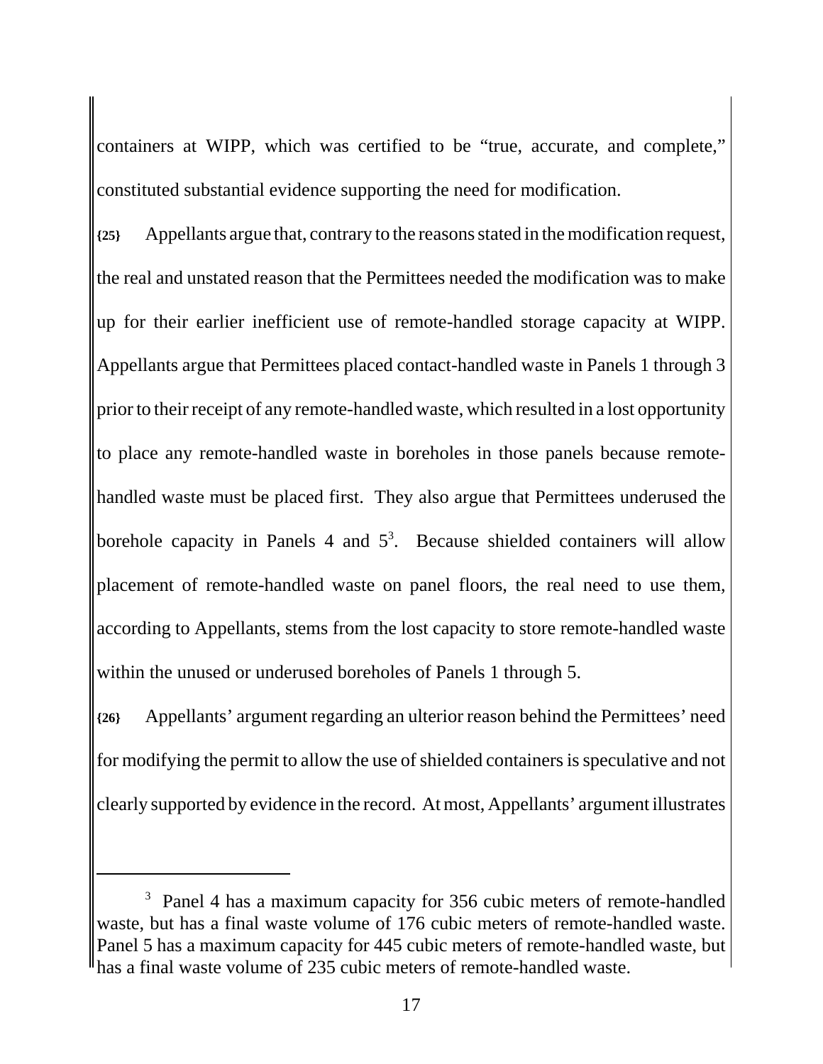containers at WIPP, which was certified to be "true, accurate, and complete," constituted substantial evidence supporting the need for modification.

**{25}** Appellants argue that, contrary to the reasons stated in the modification request, the real and unstated reason that the Permittees needed the modification was to make up for their earlier inefficient use of remote-handled storage capacity at WIPP. Appellants argue that Permittees placed contact-handled waste in Panels 1 through 3 prior to their receipt of any remote-handled waste, which resulted in a lost opportunity to place any remote-handled waste in boreholes in those panels because remote-handled waste must be placed first. They also argue that Permittees underused the borehole capacity in Panels 4 and 5[3]. Because shielded containers will allow placement of remote-handled waste on panel floors, the real need to use them, according to Appellants, stems from the lost capacity to store remote-handled waste within the unused or underused boreholes of Panels 1 through 5.

**{26}** Appellants' argument regarding an ulterior reason behind the Permittees' need for modifying the permit to allow the use of shielded containers is speculative and not clearly supported by evidence in the record. At most, Appellants' argument illustrates

---

[3] Panel 4 has a maximum capacity for 356 cubic meters of remote-handled waste, but has a final waste volume of 176 cubic meters of remote-handled waste. Panel 5 has a maximum capacity for 445 cubic meters of remote-handled waste, but has a final waste volume of 235 cubic meters of remote-handled waste.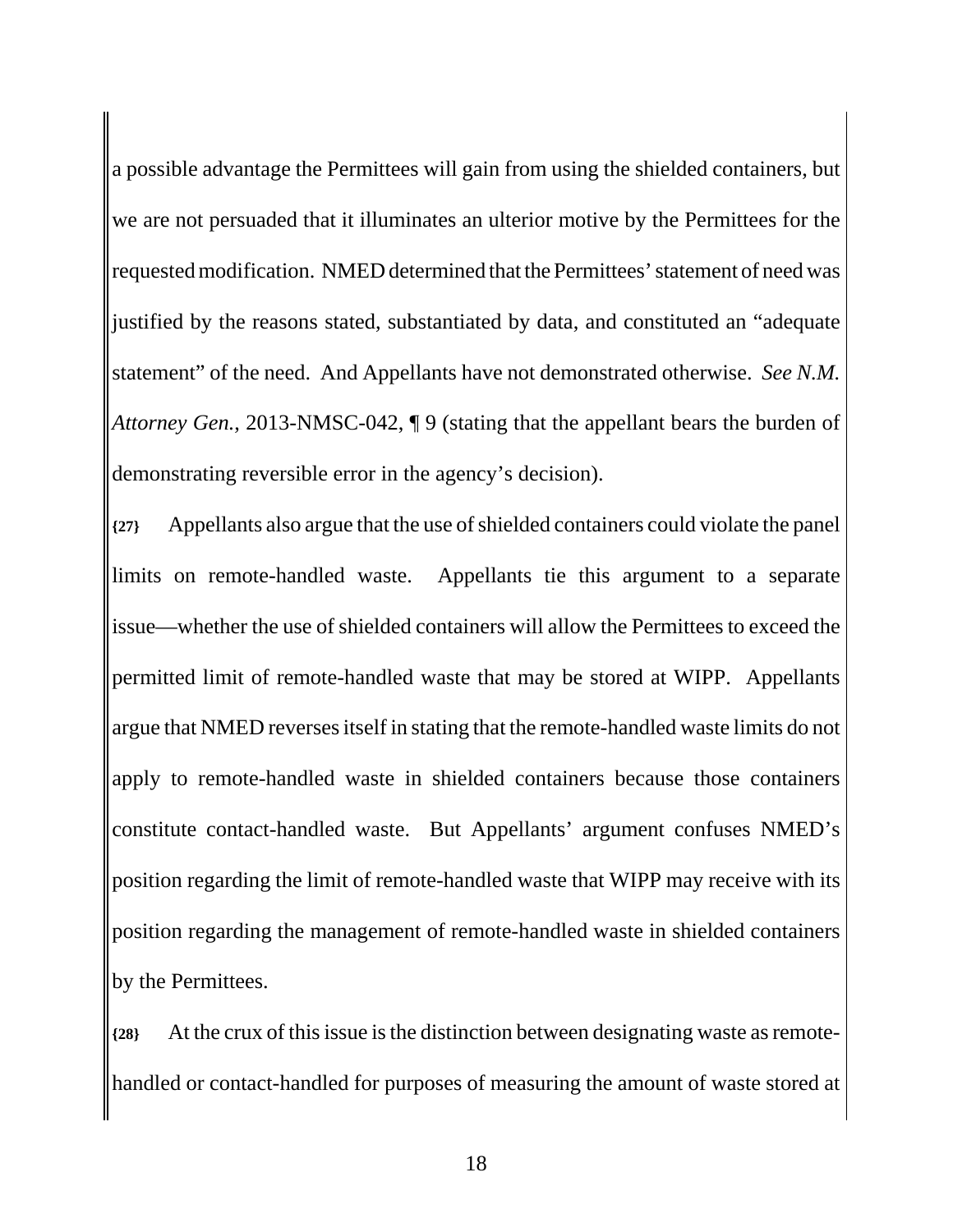a possible advantage the Permittees will gain from using the shielded containers, but we are not persuaded that it illuminates an ulterior motive by the Permittees for the requested modification. NMED determined that the Permittees' statement of need was justified by the reasons stated, substantiated by data, and constituted an "adequate statement" of the need. And Appellants have not demonstrated otherwise. *See N.M. Attorney Gen.*, 2013-NMSC-042, ¶ 9 (stating that the appellant bears the burden of demonstrating reversible error in the agency's decision).

**{27}** Appellants also argue that the use of shielded containers could violate the panel limits on remote-handled waste. Appellants tie this argument to a separate issue—whether the use of shielded containers will allow the Permittees to exceed the permitted limit of remote-handled waste that may be stored at WIPP. Appellants argue that NMED reverses itself in stating that the remote-handled waste limits do not apply to remote-handled waste in shielded containers because those containers constitute contact-handled waste. But Appellants' argument confuses NMED's position regarding the limit of remote-handled waste that WIPP may receive with its position regarding the management of remote-handled waste in shielded containers by the Permittees.

**{28}** At the crux of this issue is the distinction between designating waste as remote-handled or contact-handled for purposes of measuring the amount of waste stored at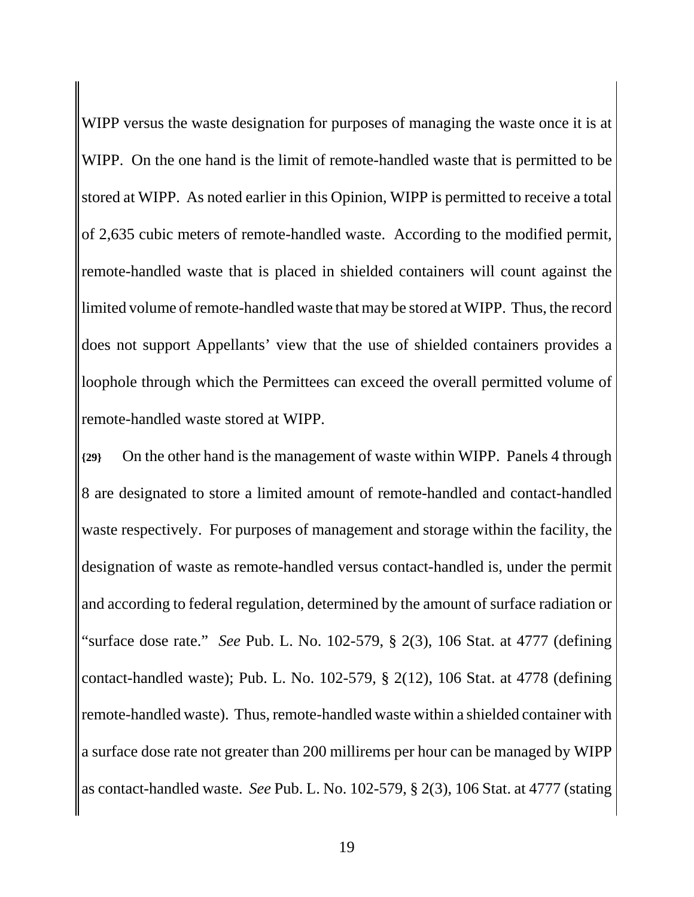WIPP versus the waste designation for purposes of managing the waste once it is at WIPP. On the one hand is the limit of remote-handled waste that is permitted to be stored at WIPP. As noted earlier in this Opinion, WIPP is permitted to receive a total of 2,635 cubic meters of remote-handled waste. According to the modified permit, remote-handled waste that is placed in shielded containers will count against the limited volume of remote-handled waste that may be stored at WIPP. Thus, the record does not support Appellants' view that the use of shielded containers provides a loophole through which the Permittees can exceed the overall permitted volume of remote-handled waste stored at WIPP.

**{29}** On the other hand is the management of waste within WIPP. Panels 4 through 8 are designated to store a limited amount of remote-handled and contact-handled waste respectively. For purposes of management and storage within the facility, the designation of waste as remote-handled versus contact-handled is, under the permit and according to federal regulation, determined by the amount of surface radiation or "surface dose rate." *See* Pub. L. No. 102-579, § 2(3), 106 Stat. at 4777 (defining contact-handled waste); Pub. L. No. 102-579, § 2(12), 106 Stat. at 4778 (defining remote-handled waste). Thus, remote-handled waste within a shielded container with a surface dose rate not greater than 200 millirems per hour can be managed by WIPP as contact-handled waste. *See* Pub. L. No. 102-579, § 2(3), 106 Stat. at 4777 (stating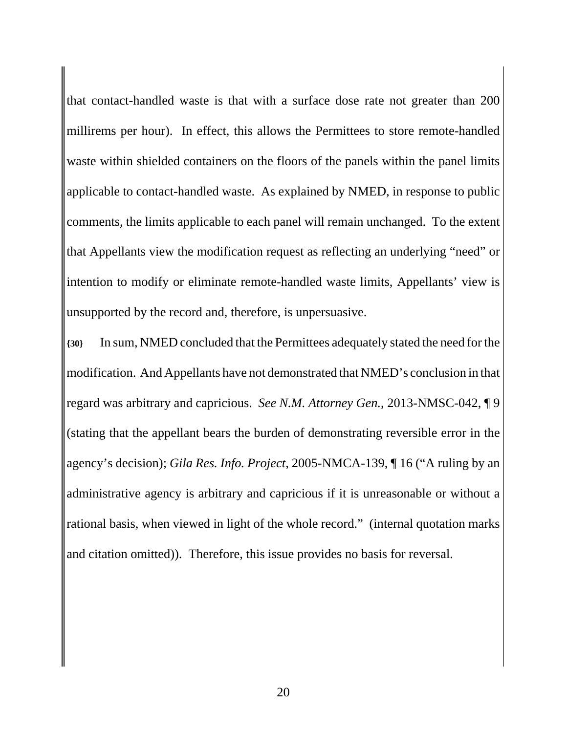that contact-handled waste is that with a surface dose rate not greater than 200 millirems per hour). In effect, this allows the Permittees to store remote-handled waste within shielded containers on the floors of the panels within the panel limits applicable to contact-handled waste. As explained by NMED, in response to public comments, the limits applicable to each panel will remain unchanged. To the extent that Appellants view the modification request as reflecting an underlying "need" or intention to modify or eliminate remote-handled waste limits, Appellants' view is unsupported by the record and, therefore, is unpersuasive.

**{30}** In sum, NMED concluded that the Permittees adequately stated the need for the modification. And Appellants have not demonstrated that NMED's conclusion in that regard was arbitrary and capricious. *See N.M. Attorney Gen.*, 2013-NMSC-042, ¶ 9 (stating that the appellant bears the burden of demonstrating reversible error in the agency's decision); *Gila Res. Info. Project*, 2005-NMCA-139, ¶ 16 ("A ruling by an administrative agency is arbitrary and capricious if it is unreasonable or without a rational basis, when viewed in light of the whole record." (internal quotation marks and citation omitted)). Therefore, this issue provides no basis for reversal.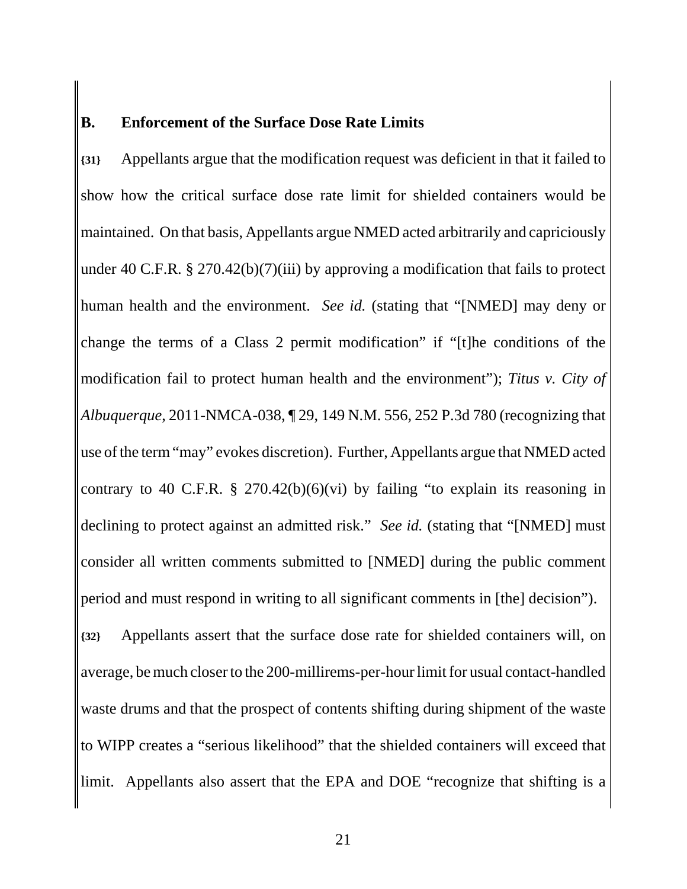## B. Enforcement of the Surface Dose Rate Limits

{31} Appellants argue that the modification request was deficient in that it failed to show how the critical surface dose rate limit for shielded containers would be maintained. On that basis, Appellants argue NMED acted arbitrarily and capriciously under 40 C.F.R. § 270.42(b)(7)(iii) by approving a modification that fails to protect human health and the environment. *See id.* (stating that "[NMED] may deny or change the terms of a Class 2 permit modification" if "[t]he conditions of the modification fail to protect human health and the environment"); *Titus v. City of Albuquerque*, 2011-NMCA-038, ¶ 29, 149 N.M. 556, 252 P.3d 780 (recognizing that use of the term "may" evokes discretion). Further, Appellants argue that NMED acted contrary to 40 C.F.R. § 270.42(b)(6)(vi) by failing "to explain its reasoning in declining to protect against an admitted risk." *See id.* (stating that "[NMED] must consider all written comments submitted to [NMED] during the public comment period and must respond in writing to all significant comments in [the] decision").

{32} Appellants assert that the surface dose rate for shielded containers will, on average, be much closer to the 200-millirems-per-hour limit for usual contact-handled waste drums and that the prospect of contents shifting during shipment of the waste to WIPP creates a "serious likelihood" that the shielded containers will exceed that limit. Appellants also assert that the EPA and DOE "recognize that shifting is a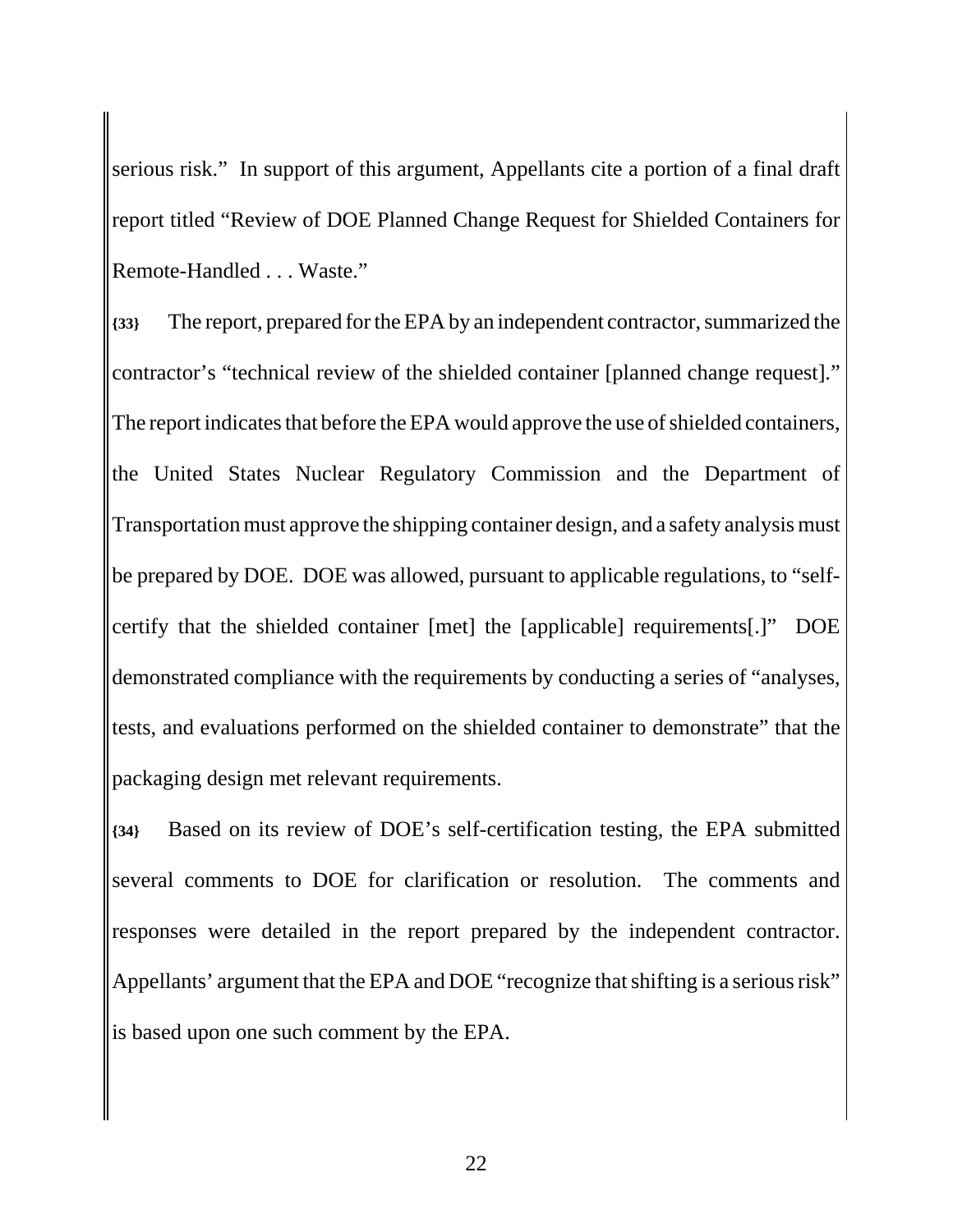serious risk." In support of this argument, Appellants cite a portion of a final draft report titled "Review of DOE Planned Change Request for Shielded Containers for Remote-Handled . . . Waste."

**{33}** The report, prepared for the EPA by an independent contractor, summarized the contractor's "technical review of the shielded container [planned change request]." The report indicates that before the EPA would approve the use of shielded containers, the United States Nuclear Regulatory Commission and the Department of Transportation must approve the shipping container design, and a safety analysis must be prepared by DOE. DOE was allowed, pursuant to applicable regulations, to "self-certify that the shielded container [met] the [applicable] requirements[.]" DOE demonstrated compliance with the requirements by conducting a series of "analyses, tests, and evaluations performed on the shielded container to demonstrate" that the packaging design met relevant requirements.

**{34}** Based on its review of DOE's self-certification testing, the EPA submitted several comments to DOE for clarification or resolution. The comments and responses were detailed in the report prepared by the independent contractor. Appellants' argument that the EPA and DOE "recognize that shifting is a serious risk" is based upon one such comment by the EPA.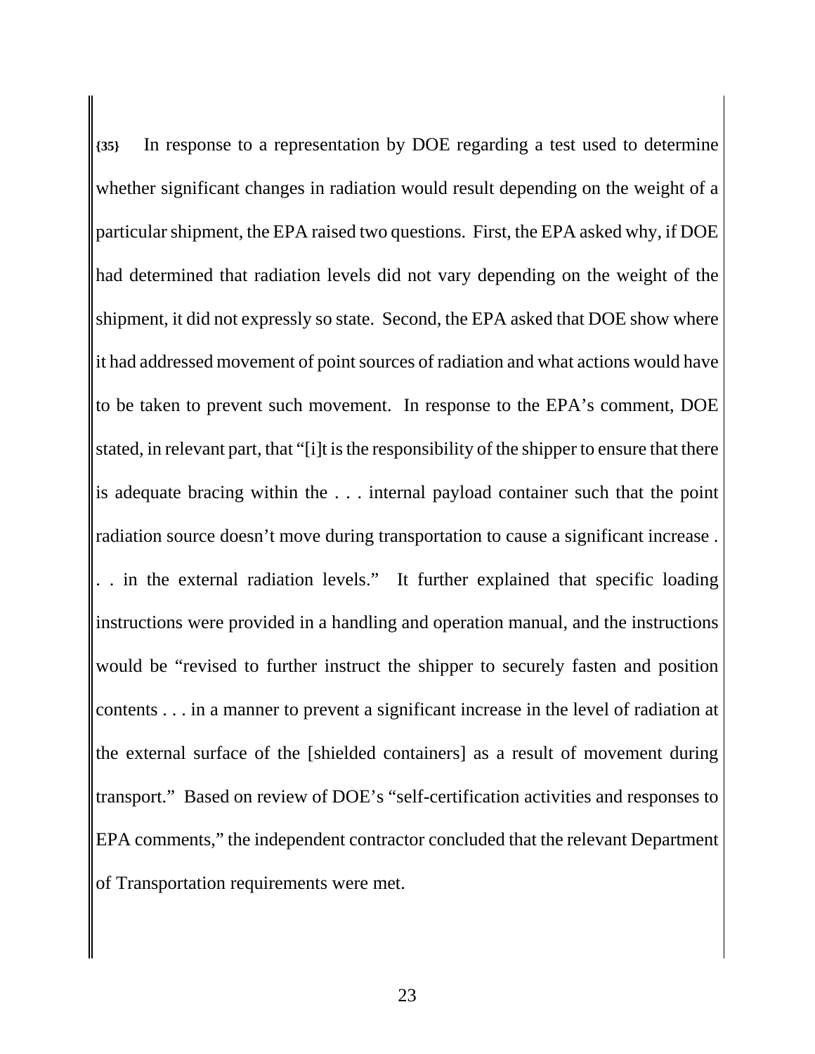{35} In response to a representation by DOE regarding a test used to determine whether significant changes in radiation would result depending on the weight of a particular shipment, the EPA raised two questions. First, the EPA asked why, if DOE had determined that radiation levels did not vary depending on the weight of the shipment, it did not expressly so state. Second, the EPA asked that DOE show where it had addressed movement of point sources of radiation and what actions would have to be taken to prevent such movement. In response to the EPA's comment, DOE stated, in relevant part, that "[i]t is the responsibility of the shipper to ensure that there is adequate bracing within the . . . internal payload container such that the point radiation source doesn't move during transportation to cause a significant increase . . . in the external radiation levels." It further explained that specific loading instructions were provided in a handling and operation manual, and the instructions would be "revised to further instruct the shipper to securely fasten and position contents . . . in a manner to prevent a significant increase in the level of radiation at the external surface of the [shielded containers] as a result of movement during transport." Based on review of DOE's "self-certification activities and responses to EPA comments," the independent contractor concluded that the relevant Department of Transportation requirements were met.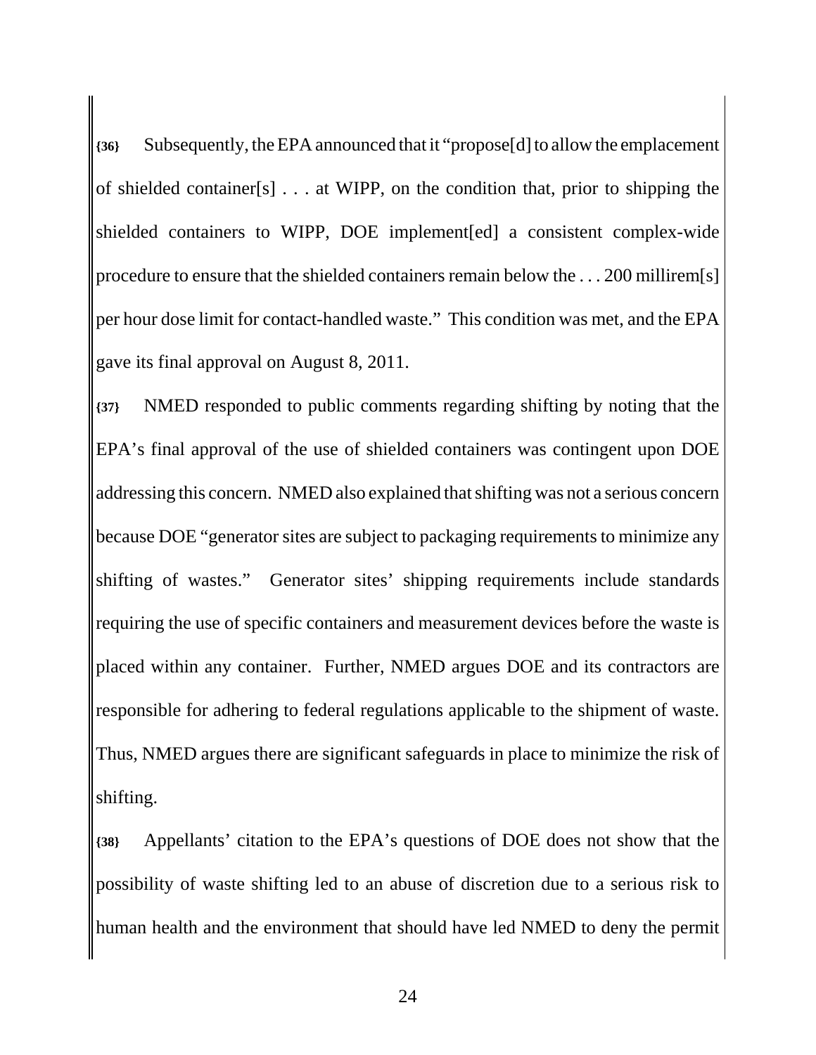**{36}** Subsequently, the EPA announced that it "propose[d] to allow the emplacement of shielded container[s] . . . at WIPP, on the condition that, prior to shipping the shielded containers to WIPP, DOE implement[ed] a consistent complex-wide procedure to ensure that the shielded containers remain below the . . . 200 millirem[s] per hour dose limit for contact-handled waste." This condition was met, and the EPA gave its final approval on August 8, 2011.

**{37}** NMED responded to public comments regarding shifting by noting that the EPA's final approval of the use of shielded containers was contingent upon DOE addressing this concern. NMED also explained that shifting was not a serious concern because DOE "generator sites are subject to packaging requirements to minimize any shifting of wastes." Generator sites' shipping requirements include standards requiring the use of specific containers and measurement devices before the waste is placed within any container. Further, NMED argues DOE and its contractors are responsible for adhering to federal regulations applicable to the shipment of waste. Thus, NMED argues there are significant safeguards in place to minimize the risk of shifting.

**{38}** Appellants' citation to the EPA's questions of DOE does not show that the possibility of waste shifting led to an abuse of discretion due to a serious risk to human health and the environment that should have led NMED to deny the permit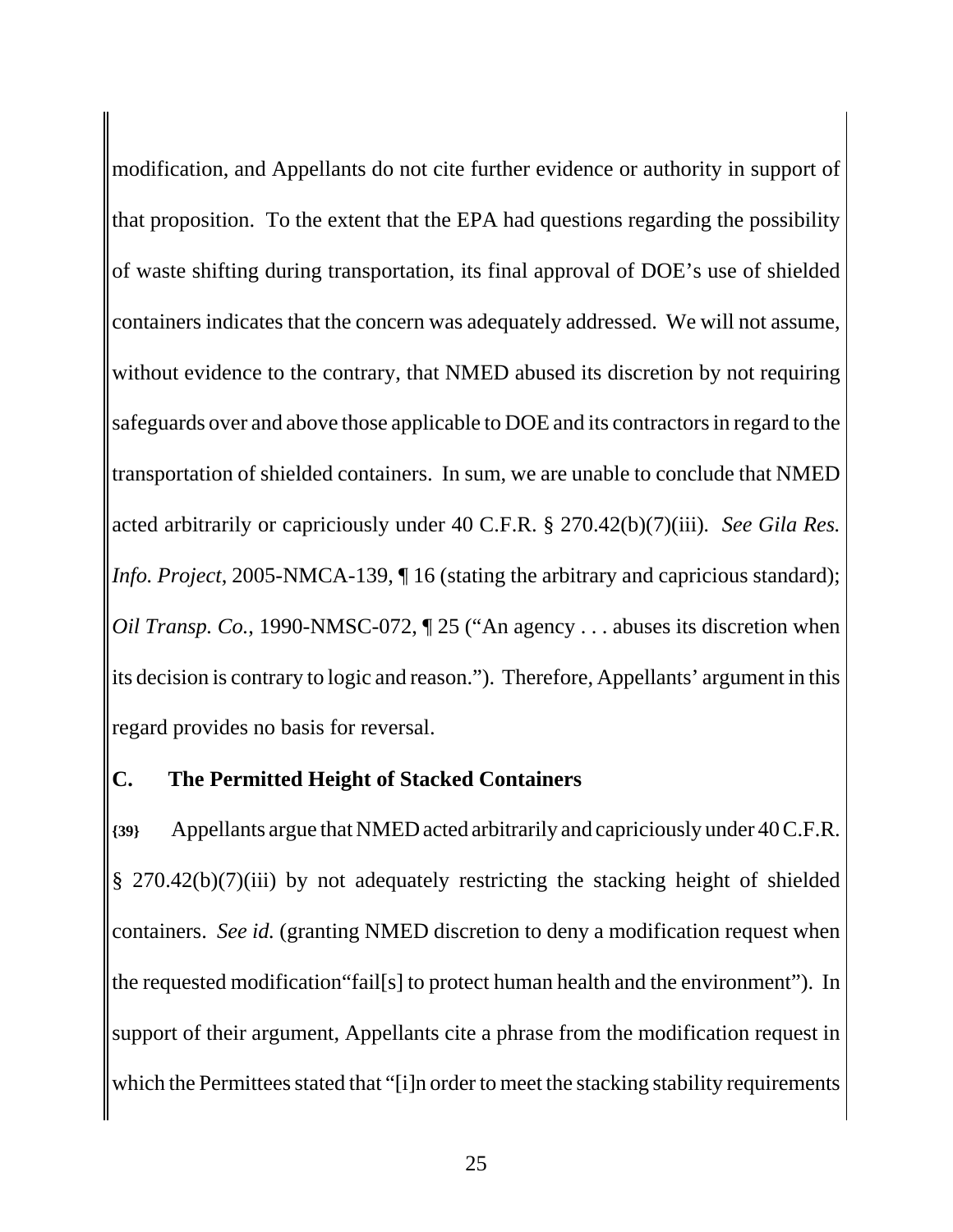modification, and Appellants do not cite further evidence or authority in support of that proposition. To the extent that the EPA had questions regarding the possibility of waste shifting during transportation, its final approval of DOE's use of shielded containers indicates that the concern was adequately addressed. We will not assume, without evidence to the contrary, that NMED abused its discretion by not requiring safeguards over and above those applicable to DOE and its contractors in regard to the transportation of shielded containers. In sum, we are unable to conclude that NMED acted arbitrarily or capriciously under 40 C.F.R. § 270.42(b)(7)(iii). *See Gila Res. Info. Project*, 2005-NMCA-139, ¶ 16 (stating the arbitrary and capricious standard); *Oil Transp. Co.*, 1990-NMSC-072, ¶ 25 ("An agency . . . abuses its discretion when its decision is contrary to logic and reason."). Therefore, Appellants' argument in this regard provides no basis for reversal.

## C. The Permitted Height of Stacked Containers

**{39}** Appellants argue that NMED acted arbitrarily and capriciously under 40 C.F.R. § 270.42(b)(7)(iii) by not adequately restricting the stacking height of shielded containers. *See id.* (granting NMED discretion to deny a modification request when the requested modification"fail[s] to protect human health and the environment"). In support of their argument, Appellants cite a phrase from the modification request in which the Permittees stated that "[i]n order to meet the stacking stability requirements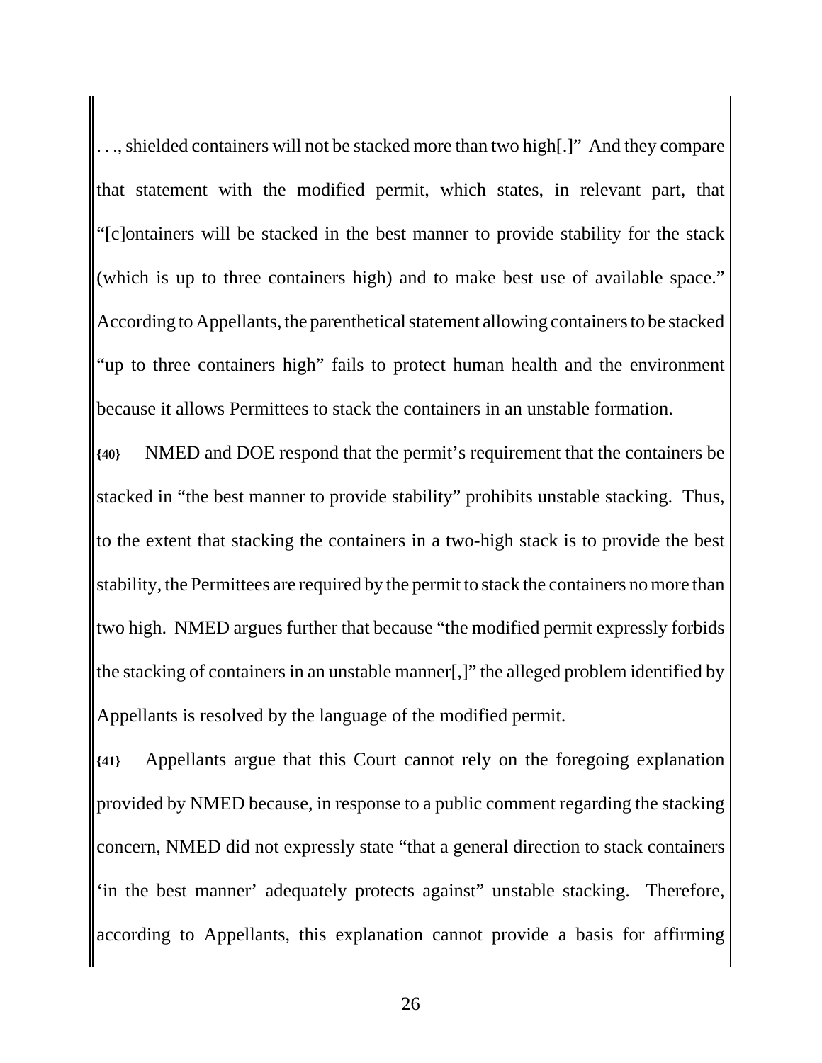. . ., shielded containers will not be stacked more than two high[.]" And they compare that statement with the modified permit, which states, in relevant part, that "[c]ontainers will be stacked in the best manner to provide stability for the stack (which is up to three containers high) and to make best use of available space." According to Appellants, the parenthetical statement allowing containers to be stacked "up to three containers high" fails to protect human health and the environment because it allows Permittees to stack the containers in an unstable formation.

**{40}** NMED and DOE respond that the permit's requirement that the containers be stacked in "the best manner to provide stability" prohibits unstable stacking. Thus, to the extent that stacking the containers in a two-high stack is to provide the best stability, the Permittees are required by the permit to stack the containers no more than two high. NMED argues further that because "the modified permit expressly forbids the stacking of containers in an unstable manner[,]" the alleged problem identified by Appellants is resolved by the language of the modified permit.

**{41}** Appellants argue that this Court cannot rely on the foregoing explanation provided by NMED because, in response to a public comment regarding the stacking concern, NMED did not expressly state "that a general direction to stack containers 'in the best manner' adequately protects against" unstable stacking. Therefore, according to Appellants, this explanation cannot provide a basis for affirming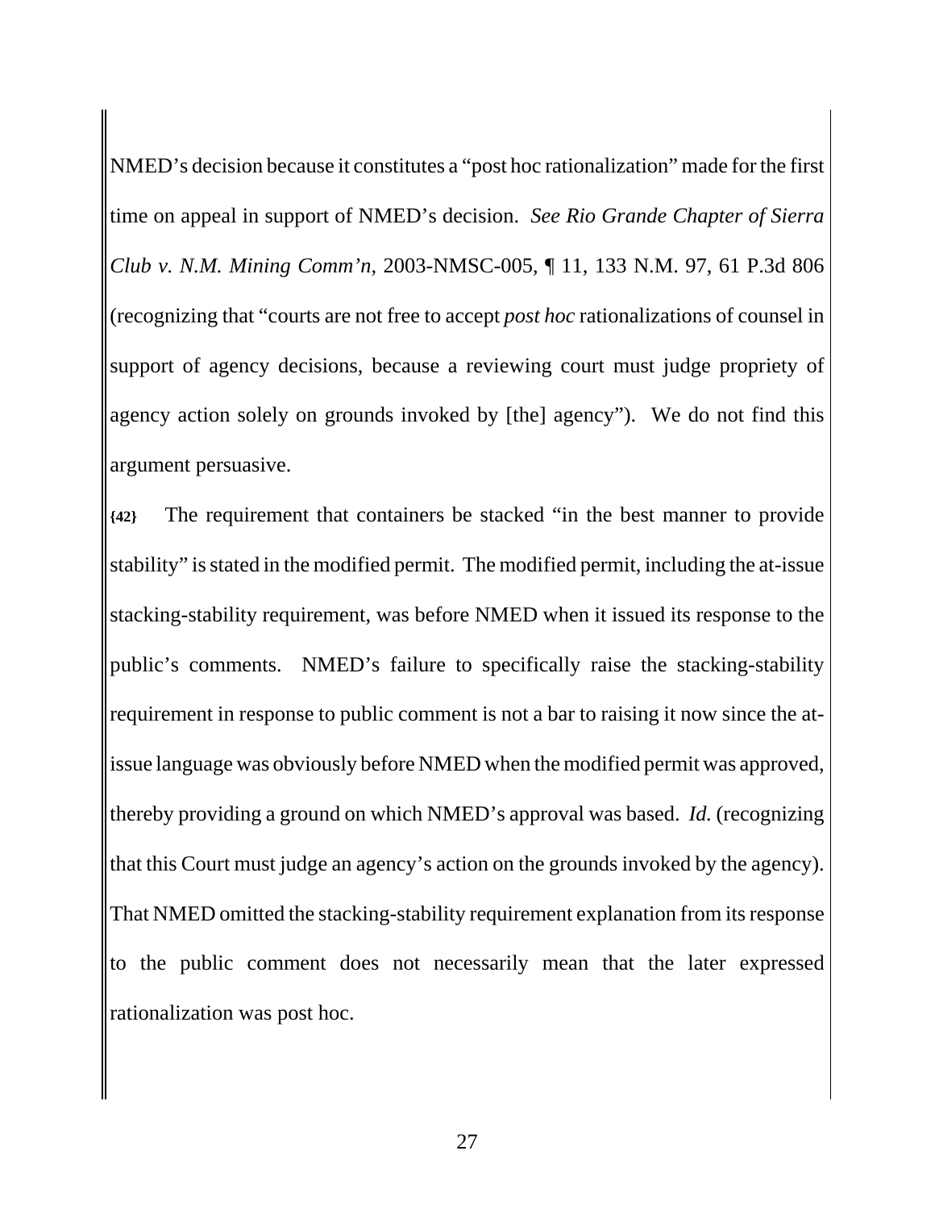NMED's decision because it constitutes a "post hoc rationalization" made for the first time on appeal in support of NMED's decision. *See Rio Grande Chapter of Sierra Club v. N.M. Mining Comm'n*, 2003-NMSC-005, ¶ 11, 133 N.M. 97, 61 P.3d 806 (recognizing that "courts are not free to accept *post hoc* rationalizations of counsel in support of agency decisions, because a reviewing court must judge propriety of agency action solely on grounds invoked by [the] agency"). We do not find this argument persuasive.

**{42}** The requirement that containers be stacked "in the best manner to provide stability" is stated in the modified permit. The modified permit, including the at-issue stacking-stability requirement, was before NMED when it issued its response to the public's comments. NMED's failure to specifically raise the stacking-stability requirement in response to public comment is not a bar to raising it now since the at-issue language was obviously before NMED when the modified permit was approved, thereby providing a ground on which NMED's approval was based. *Id.* (recognizing that this Court must judge an agency's action on the grounds invoked by the agency). That NMED omitted the stacking-stability requirement explanation from its response to the public comment does not necessarily mean that the later expressed rationalization was post hoc.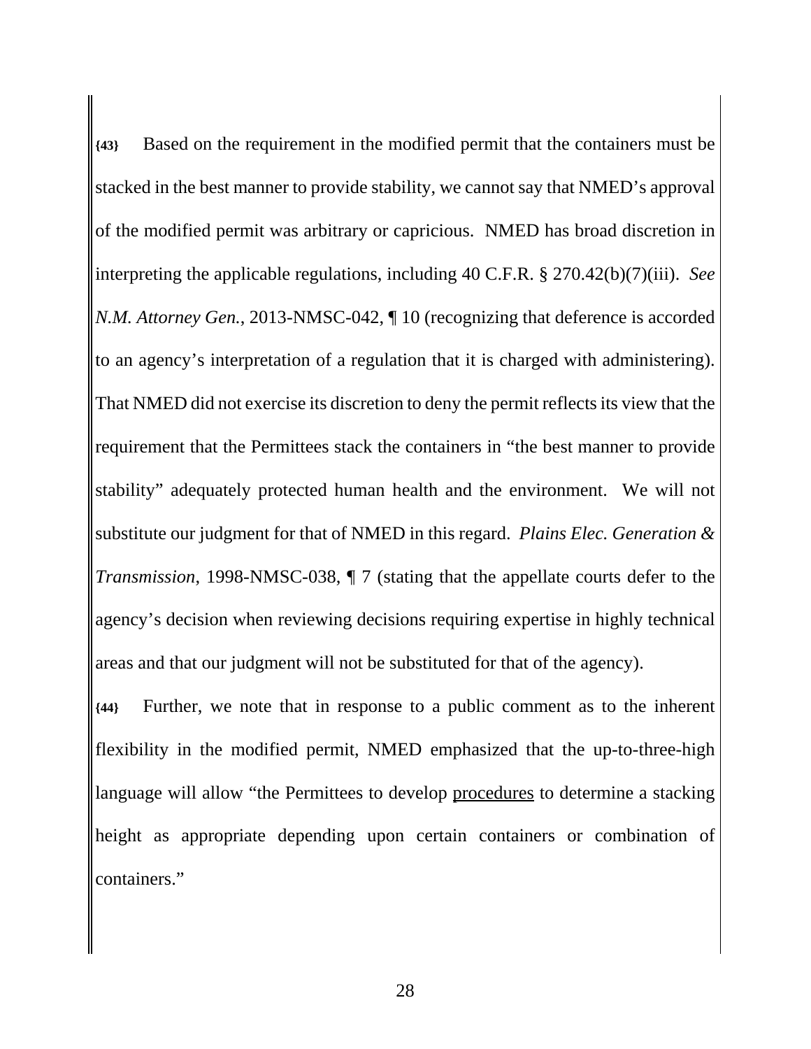**{43}** Based on the requirement in the modified permit that the containers must be stacked in the best manner to provide stability, we cannot say that NMED's approval of the modified permit was arbitrary or capricious. NMED has broad discretion in interpreting the applicable regulations, including 40 C.F.R. § 270.42(b)(7)(iii). *See N.M. Attorney Gen.*, 2013-NMSC-042, ¶ 10 (recognizing that deference is accorded to an agency's interpretation of a regulation that it is charged with administering). That NMED did not exercise its discretion to deny the permit reflects its view that the requirement that the Permittees stack the containers in "the best manner to provide stability" adequately protected human health and the environment. We will not substitute our judgment for that of NMED in this regard. *Plains Elec. Generation & Transmission*, 1998-NMSC-038, ¶ 7 (stating that the appellate courts defer to the agency's decision when reviewing decisions requiring expertise in highly technical areas and that our judgment will not be substituted for that of the agency).

**{44}** Further, we note that in response to a public comment as to the inherent flexibility in the modified permit, NMED emphasized that the up-to-three-high language will allow "the Permittees to develop <u>procedures</u> to determine a stacking height as appropriate depending upon certain containers or combination of containers."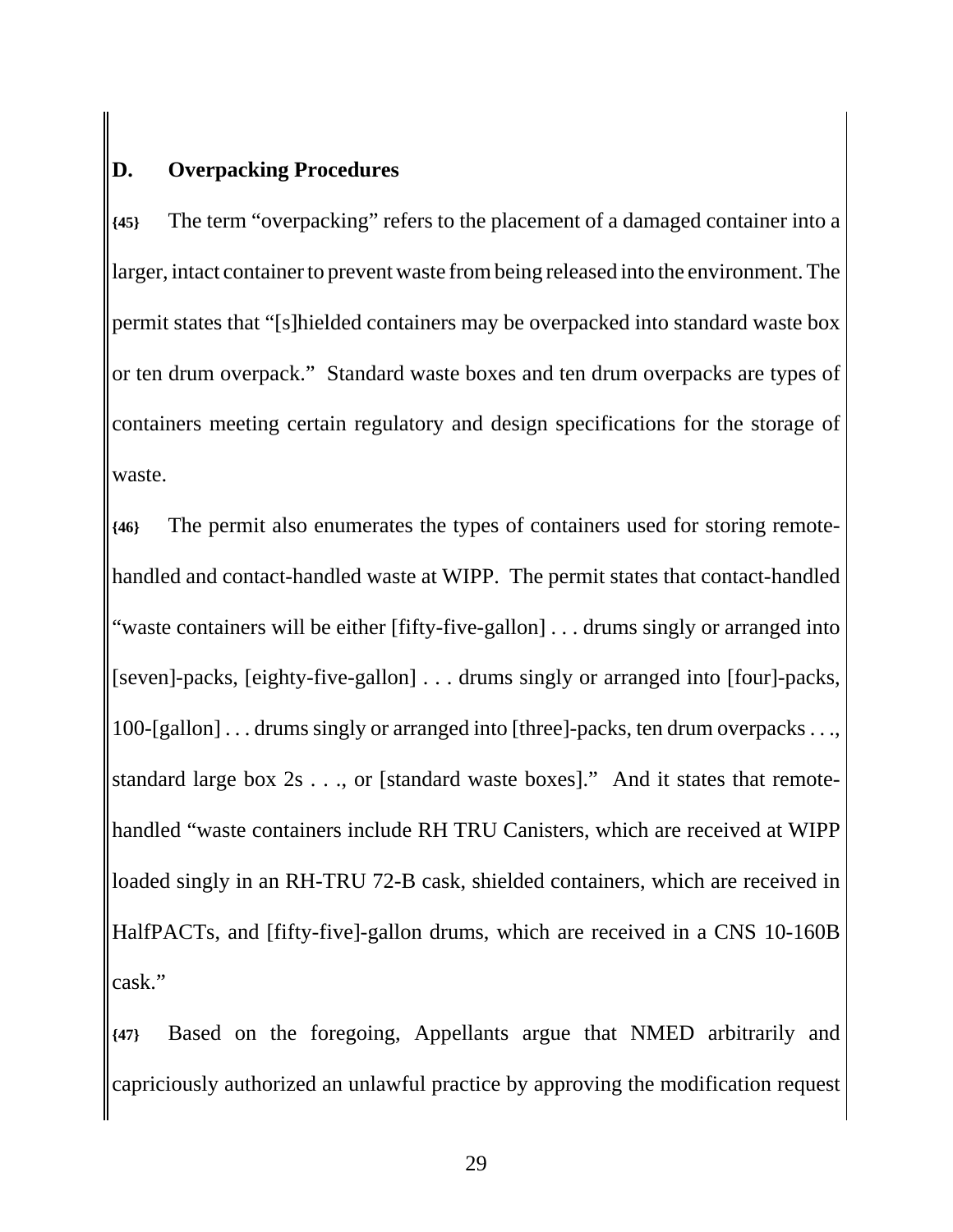## D. Overpacking Procedures

**{45}** The term "overpacking" refers to the placement of a damaged container into a larger, intact container to prevent waste from being released into the environment. The permit states that "[s]hielded containers may be overpacked into standard waste box or ten drum overpack." Standard waste boxes and ten drum overpacks are types of containers meeting certain regulatory and design specifications for the storage of waste.

**{46}** The permit also enumerates the types of containers used for storing remote-handled and contact-handled waste at WIPP. The permit states that contact-handled "waste containers will be either [fifty-five-gallon] . . . drums singly or arranged into [seven]-packs, [eighty-five-gallon] . . . drums singly or arranged into [four]-packs, 100-[gallon] . . . drums singly or arranged into [three]-packs, ten drum overpacks . . ., standard large box 2s . . ., or [standard waste boxes]." And it states that remote-handled "waste containers include RH TRU Canisters, which are received at WIPP loaded singly in an RH-TRU 72-B cask, shielded containers, which are received in HalfPACTs, and [fifty-five]-gallon drums, which are received in a CNS 10-160B cask."

**{47}** Based on the foregoing, Appellants argue that NMED arbitrarily and capriciously authorized an unlawful practice by approving the modification request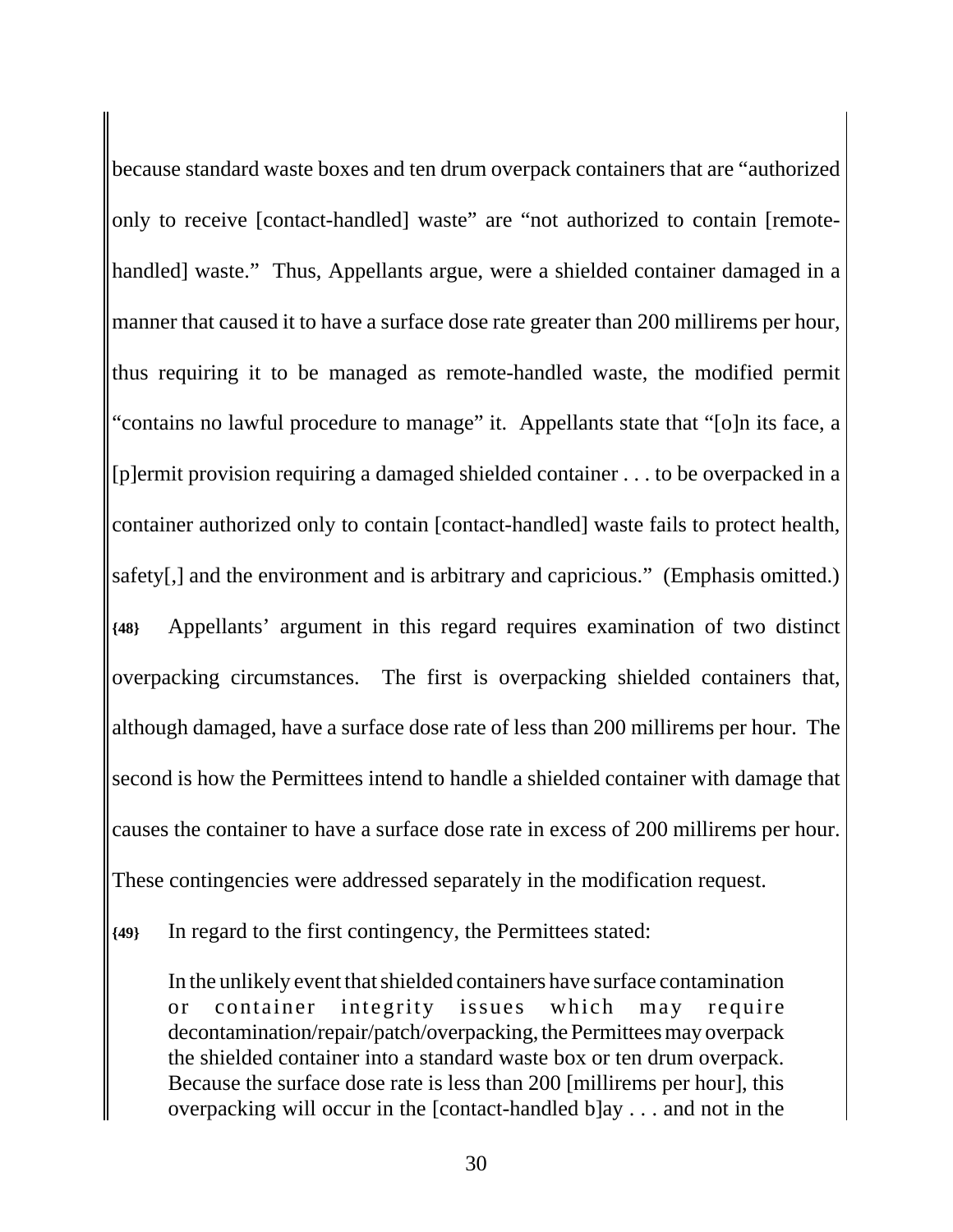because standard waste boxes and ten drum overpack containers that are "authorized only to receive [contact-handled] waste" are "not authorized to contain [remote-handled] waste." Thus, Appellants argue, were a shielded container damaged in a manner that caused it to have a surface dose rate greater than 200 millirems per hour, thus requiring it to be managed as remote-handled waste, the modified permit "contains no lawful procedure to manage" it. Appellants state that "[o]n its face, a [p]ermit provision requiring a damaged shielded container . . . to be overpacked in a container authorized only to contain [contact-handled] waste fails to protect health, safety[,] and the environment and is arbitrary and capricious." (Emphasis omitted.)

**{48}** Appellants' argument in this regard requires examination of two distinct overpacking circumstances. The first is overpacking shielded containers that, although damaged, have a surface dose rate of less than 200 millirems per hour. The second is how the Permittees intend to handle a shielded container with damage that causes the container to have a surface dose rate in excess of 200 millirems per hour. These contingencies were addressed separately in the modification request.

**{49}** In regard to the first contingency, the Permittees stated:

> In the unlikely event that shielded containers have surface contamination or container integrity issues which may require decontamination/repair/patch/overpacking, the Permittees may overpack the shielded container into a standard waste box or ten drum overpack. Because the surface dose rate is less than 200 [millirems per hour], this overpacking will occur in the [contact-handled b]ay . . . and not in the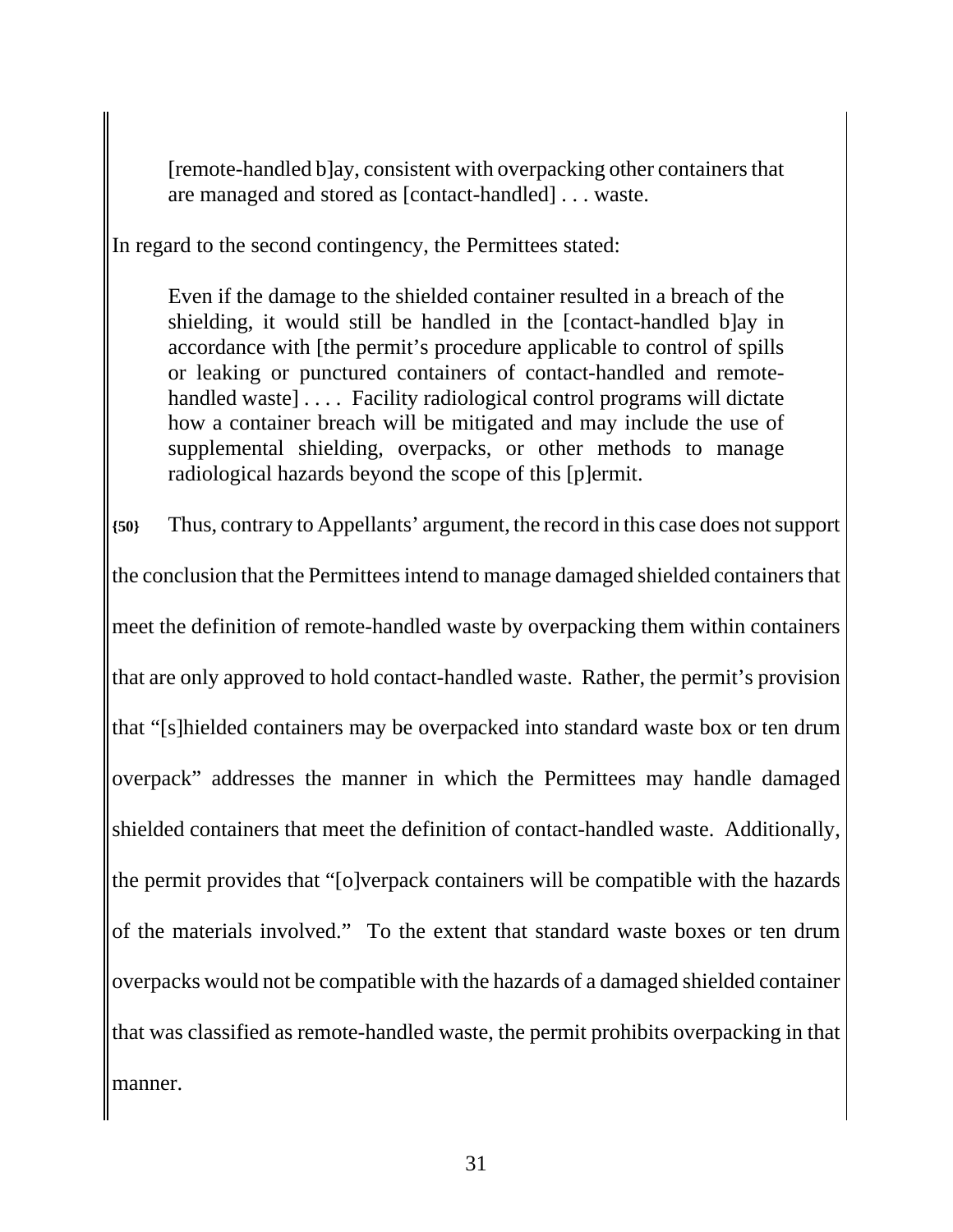> [remote-handled b]ay, consistent with overpacking other containers that are managed and stored as [contact-handled] . . . waste.

In regard to the second contingency, the Permittees stated:

> Even if the damage to the shielded container resulted in a breach of the shielding, it would still be handled in the [contact-handled b]ay in accordance with [the permit's procedure applicable to control of spills or leaking or punctured containers of contact-handled and remote-handled waste] . . . . Facility radiological control programs will dictate how a container breach will be mitigated and may include the use of supplemental shielding, overpacks, or other methods to manage radiological hazards beyond the scope of this [p]ermit.

**{50}** Thus, contrary to Appellants' argument, the record in this case does not support the conclusion that the Permittees intend to manage damaged shielded containers that meet the definition of remote-handled waste by overpacking them within containers that are only approved to hold contact-handled waste. Rather, the permit's provision that "[s]hielded containers may be overpacked into standard waste box or ten drum overpack" addresses the manner in which the Permittees may handle damaged shielded containers that meet the definition of contact-handled waste. Additionally, the permit provides that "[o]verpack containers will be compatible with the hazards of the materials involved." To the extent that standard waste boxes or ten drum overpacks would not be compatible with the hazards of a damaged shielded container that was classified as remote-handled waste, the permit prohibits overpacking in that manner.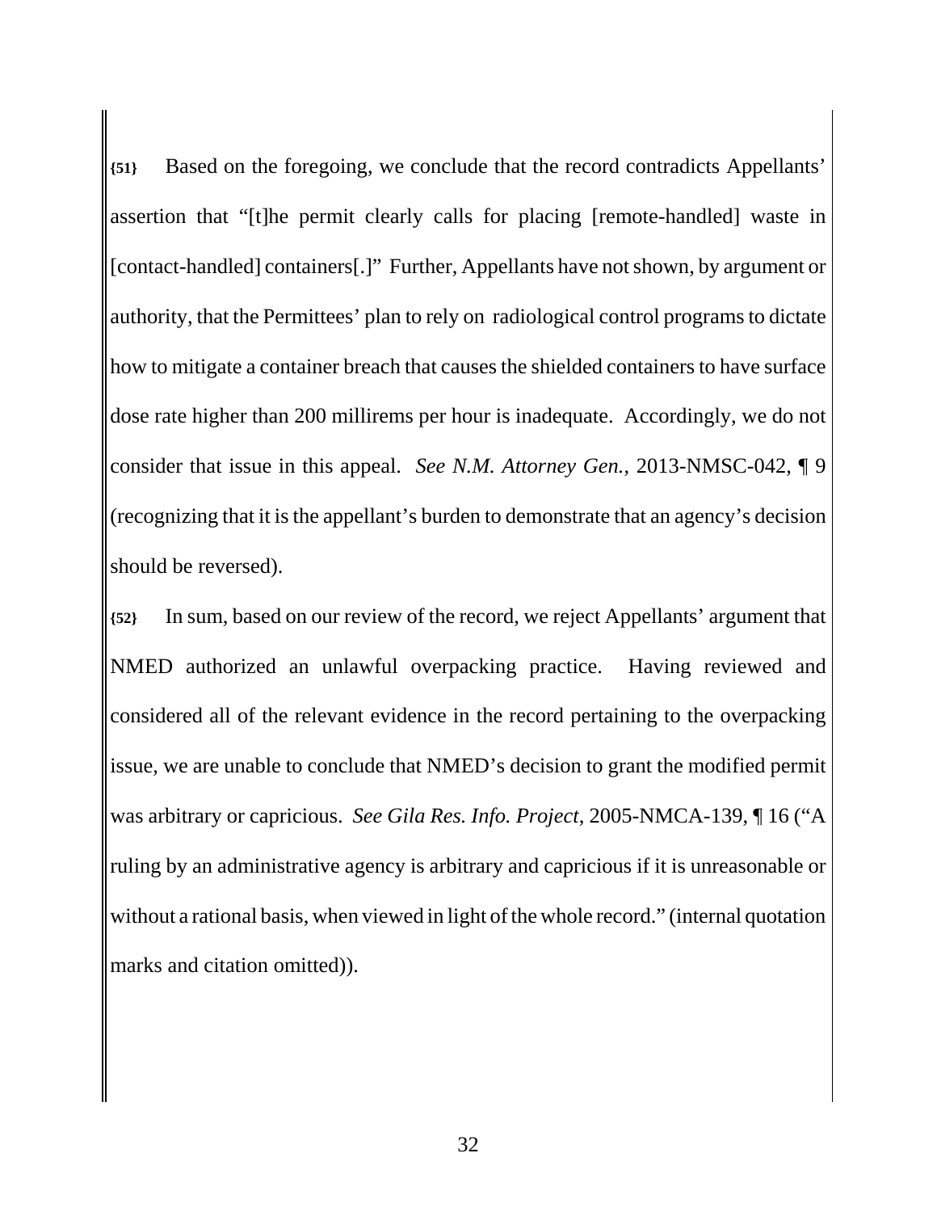**{51}** Based on the foregoing, we conclude that the record contradicts Appellants' assertion that "[t]he permit clearly calls for placing [remote-handled] waste in [contact-handled] containers[.]" Further, Appellants have not shown, by argument or authority, that the Permittees' plan to rely on radiological control programs to dictate how to mitigate a container breach that causes the shielded containers to have surface dose rate higher than 200 millirems per hour is inadequate. Accordingly, we do not consider that issue in this appeal. *See N.M. Attorney Gen.*, 2013-NMSC-042, ¶ 9 (recognizing that it is the appellant's burden to demonstrate that an agency's decision should be reversed).

**{52}** In sum, based on our review of the record, we reject Appellants' argument that NMED authorized an unlawful overpacking practice. Having reviewed and considered all of the relevant evidence in the record pertaining to the overpacking issue, we are unable to conclude that NMED's decision to grant the modified permit was arbitrary or capricious. *See Gila Res. Info. Project*, 2005-NMCA-139, ¶ 16 ("A ruling by an administrative agency is arbitrary and capricious if it is unreasonable or without a rational basis, when viewed in light of the whole record." (internal quotation marks and citation omitted)).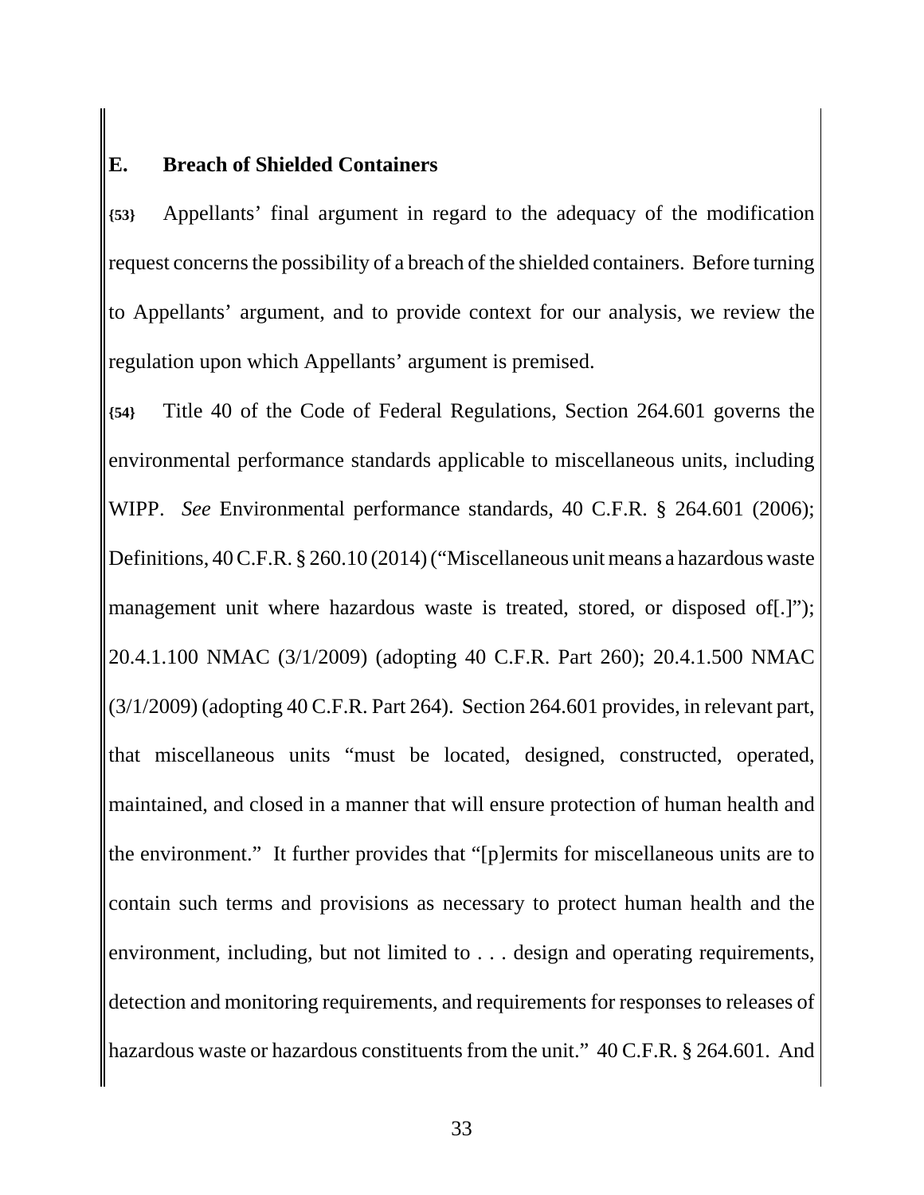### E. Breach of Shielded Containers

{53} Appellants' final argument in regard to the adequacy of the modification request concerns the possibility of a breach of the shielded containers. Before turning to Appellants' argument, and to provide context for our analysis, we review the regulation upon which Appellants' argument is premised.

{54} Title 40 of the Code of Federal Regulations, Section 264.601 governs the environmental performance standards applicable to miscellaneous units, including WIPP. *See* Environmental performance standards, 40 C.F.R. § 264.601 (2006); Definitions, 40 C.F.R. § 260.10 (2014) ("Miscellaneous unit means a hazardous waste management unit where hazardous waste is treated, stored, or disposed of[.]"); 20.4.1.100 NMAC (3/1/2009) (adopting 40 C.F.R. Part 260); 20.4.1.500 NMAC (3/1/2009) (adopting 40 C.F.R. Part 264). Section 264.601 provides, in relevant part, that miscellaneous units "must be located, designed, constructed, operated, maintained, and closed in a manner that will ensure protection of human health and the environment." It further provides that "[p]ermits for miscellaneous units are to contain such terms and provisions as necessary to protect human health and the environment, including, but not limited to . . . design and operating requirements, detection and monitoring requirements, and requirements for responses to releases of hazardous waste or hazardous constituents from the unit." 40 C.F.R. § 264.601. And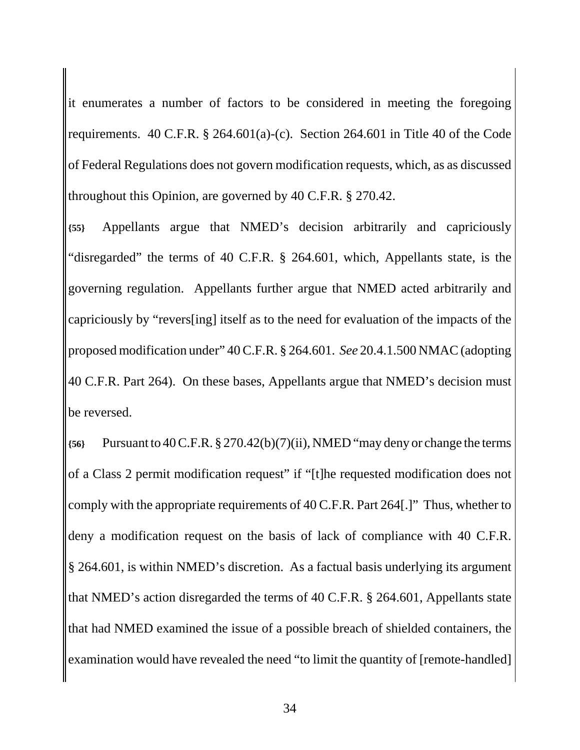it enumerates a number of factors to be considered in meeting the foregoing requirements. 40 C.F.R. § 264.601(a)-(c). Section 264.601 in Title 40 of the Code of Federal Regulations does not govern modification requests, which, as as discussed throughout this Opinion, are governed by 40 C.F.R. § 270.42.

**{55}** Appellants argue that NMED's decision arbitrarily and capriciously "disregarded" the terms of 40 C.F.R. § 264.601, which, Appellants state, is the governing regulation. Appellants further argue that NMED acted arbitrarily and capriciously by "revers[ing] itself as to the need for evaluation of the impacts of the proposed modification under" 40 C.F.R. § 264.601. *See* 20.4.1.500 NMAC (adopting 40 C.F.R. Part 264). On these bases, Appellants argue that NMED's decision must be reversed.

**{56}** Pursuant to 40 C.F.R. § 270.42(b)(7)(ii), NMED "may deny or change the terms of a Class 2 permit modification request" if "[t]he requested modification does not comply with the appropriate requirements of 40 C.F.R. Part 264[.]" Thus, whether to deny a modification request on the basis of lack of compliance with 40 C.F.R. § 264.601, is within NMED's discretion. As a factual basis underlying its argument that NMED's action disregarded the terms of 40 C.F.R. § 264.601, Appellants state that had NMED examined the issue of a possible breach of shielded containers, the examination would have revealed the need "to limit the quantity of [remote-handled]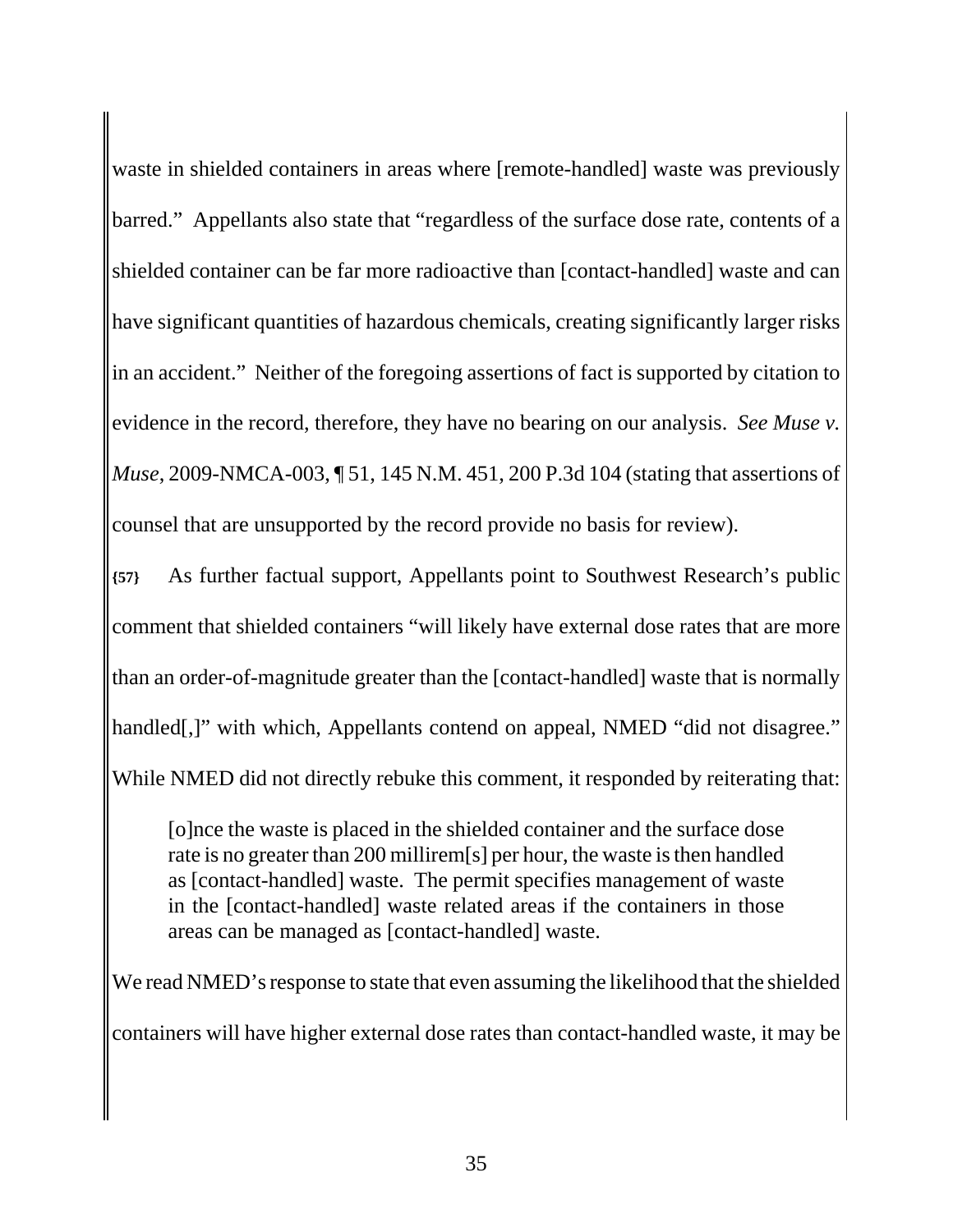waste in shielded containers in areas where [remote-handled] waste was previously barred." Appellants also state that "regardless of the surface dose rate, contents of a shielded container can be far more radioactive than [contact-handled] waste and can have significant quantities of hazardous chemicals, creating significantly larger risks in an accident." Neither of the foregoing assertions of fact is supported by citation to evidence in the record, therefore, they have no bearing on our analysis. *See Muse v. Muse*, 2009-NMCA-003, ¶ 51, 145 N.M. 451, 200 P.3d 104 (stating that assertions of counsel that are unsupported by the record provide no basis for review).

**{57}** As further factual support, Appellants point to Southwest Research's public comment that shielded containers "will likely have external dose rates that are more than an order-of-magnitude greater than the [contact-handled] waste that is normally handled[,]" with which, Appellants contend on appeal, NMED "did not disagree." While NMED did not directly rebuke this comment, it responded by reiterating that:

> [o]nce the waste is placed in the shielded container and the surface dose rate is no greater than 200 millirem[s] per hour, the waste is then handled as [contact-handled] waste. The permit specifies management of waste in the [contact-handled] waste related areas if the containers in those areas can be managed as [contact-handled] waste.

We read NMED's response to state that even assuming the likelihood that the shielded containers will have higher external dose rates than contact-handled waste, it may be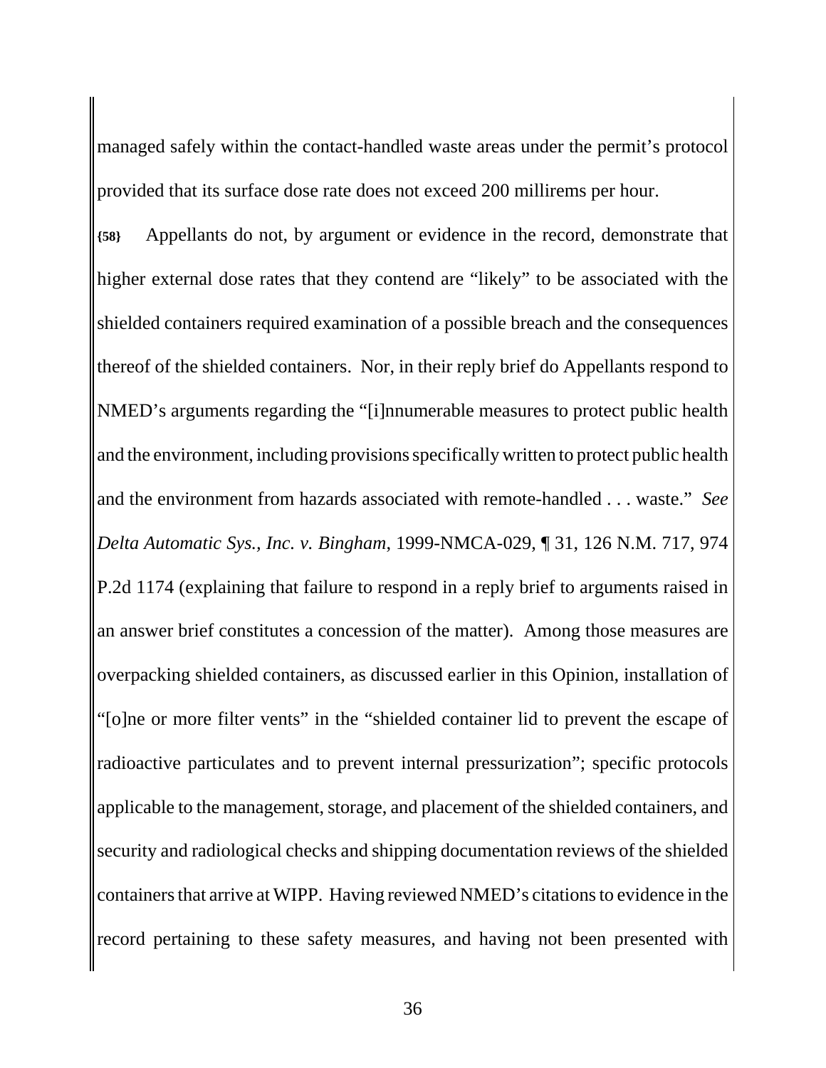managed safely within the contact-handled waste areas under the permit's protocol provided that its surface dose rate does not exceed 200 millirems per hour.

**{58}** Appellants do not, by argument or evidence in the record, demonstrate that higher external dose rates that they contend are "likely" to be associated with the shielded containers required examination of a possible breach and the consequences thereof of the shielded containers. Nor, in their reply brief do Appellants respond to NMED's arguments regarding the "[i]nnumerable measures to protect public health and the environment, including provisions specifically written to protect public health and the environment from hazards associated with remote-handled . . . waste." *See Delta Automatic Sys., Inc. v. Bingham*, 1999-NMCA-029, ¶ 31, 126 N.M. 717, 974 P.2d 1174 (explaining that failure to respond in a reply brief to arguments raised in an answer brief constitutes a concession of the matter). Among those measures are overpacking shielded containers, as discussed earlier in this Opinion, installation of "[o]ne or more filter vents" in the "shielded container lid to prevent the escape of radioactive particulates and to prevent internal pressurization"; specific protocols applicable to the management, storage, and placement of the shielded containers, and security and radiological checks and shipping documentation reviews of the shielded containers that arrive at WIPP. Having reviewed NMED's citations to evidence in the record pertaining to these safety measures, and having not been presented with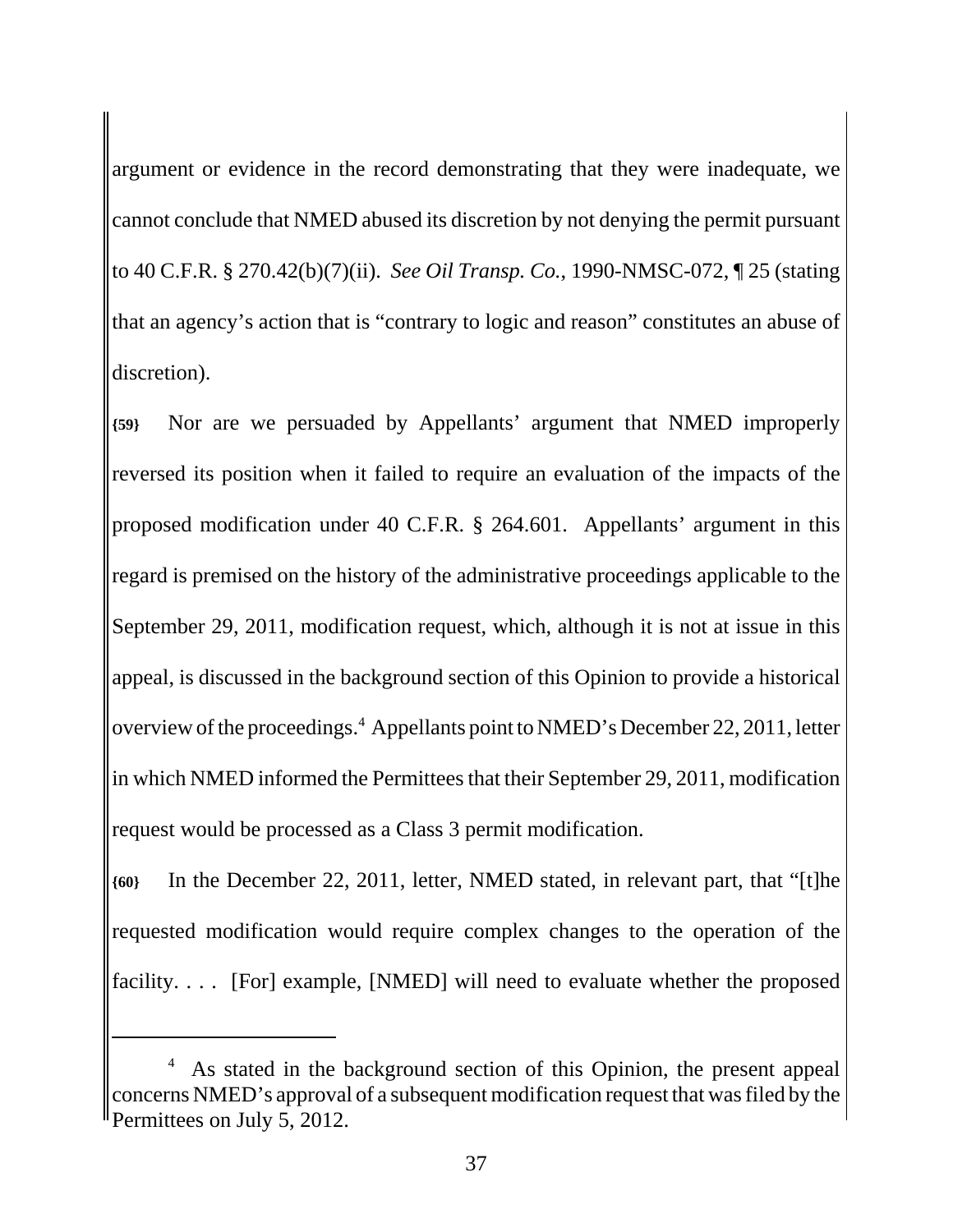argument or evidence in the record demonstrating that they were inadequate, we cannot conclude that NMED abused its discretion by not denying the permit pursuant to 40 C.F.R. § 270.42(b)(7)(ii). *See Oil Transp. Co.*, 1990-NMSC-072, ¶ 25 (stating that an agency's action that is "contrary to logic and reason" constitutes an abuse of discretion).

**{59}** Nor are we persuaded by Appellants' argument that NMED improperly reversed its position when it failed to require an evaluation of the impacts of the proposed modification under 40 C.F.R. § 264.601. Appellants' argument in this regard is premised on the history of the administrative proceedings applicable to the September 29, 2011, modification request, which, although it is not at issue in this appeal, is discussed in the background section of this Opinion to provide a historical overview of the proceedings.[4] Appellants point to NMED's December 22, 2011, letter in which NMED informed the Permittees that their September 29, 2011, modification request would be processed as a Class 3 permit modification.

**{60}** In the December 22, 2011, letter, NMED stated, in relevant part, that "[t]he requested modification would require complex changes to the operation of the facility. . . . [For] example, [NMED] will need to evaluate whether the proposed

---

[4] As stated in the background section of this Opinion, the present appeal concerns NMED's approval of a subsequent modification request that was filed by the Permittees on July 5, 2012.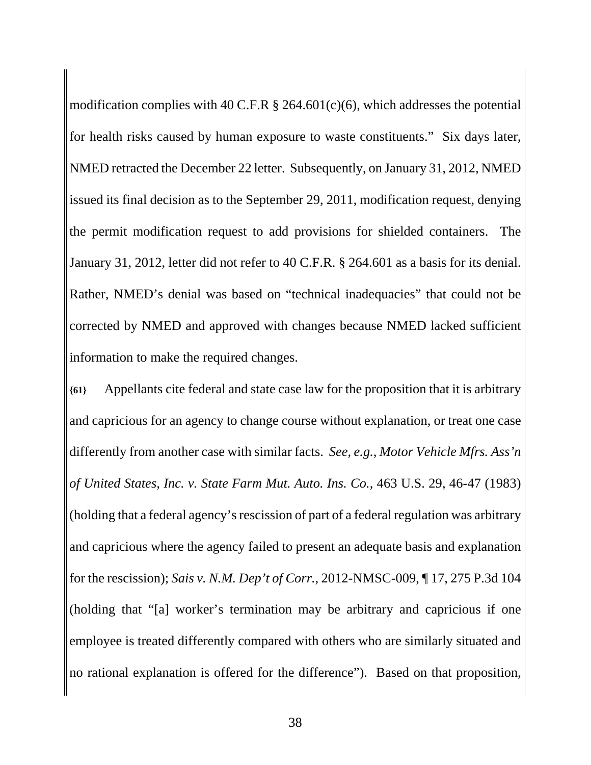modification complies with 40 C.F.R § 264.601(c)(6), which addresses the potential for health risks caused by human exposure to waste constituents." Six days later, NMED retracted the December 22 letter. Subsequently, on January 31, 2012, NMED issued its final decision as to the September 29, 2011, modification request, denying the permit modification request to add provisions for shielded containers. The January 31, 2012, letter did not refer to 40 C.F.R. § 264.601 as a basis for its denial. Rather, NMED's denial was based on "technical inadequacies" that could not be corrected by NMED and approved with changes because NMED lacked sufficient information to make the required changes.

**{61}** Appellants cite federal and state case law for the proposition that it is arbitrary and capricious for an agency to change course without explanation, or treat one case differently from another case with similar facts. *See, e.g.*, *Motor Vehicle Mfrs. Ass'n of United States, Inc. v. State Farm Mut. Auto. Ins. Co.*, 463 U.S. 29, 46-47 (1983) (holding that a federal agency's rescission of part of a federal regulation was arbitrary and capricious where the agency failed to present an adequate basis and explanation for the rescission); *Sais v. N.M. Dep't of Corr.*, 2012-NMSC-009, ¶ 17, 275 P.3d 104 (holding that "[a] worker's termination may be arbitrary and capricious if one employee is treated differently compared with others who are similarly situated and no rational explanation is offered for the difference"). Based on that proposition,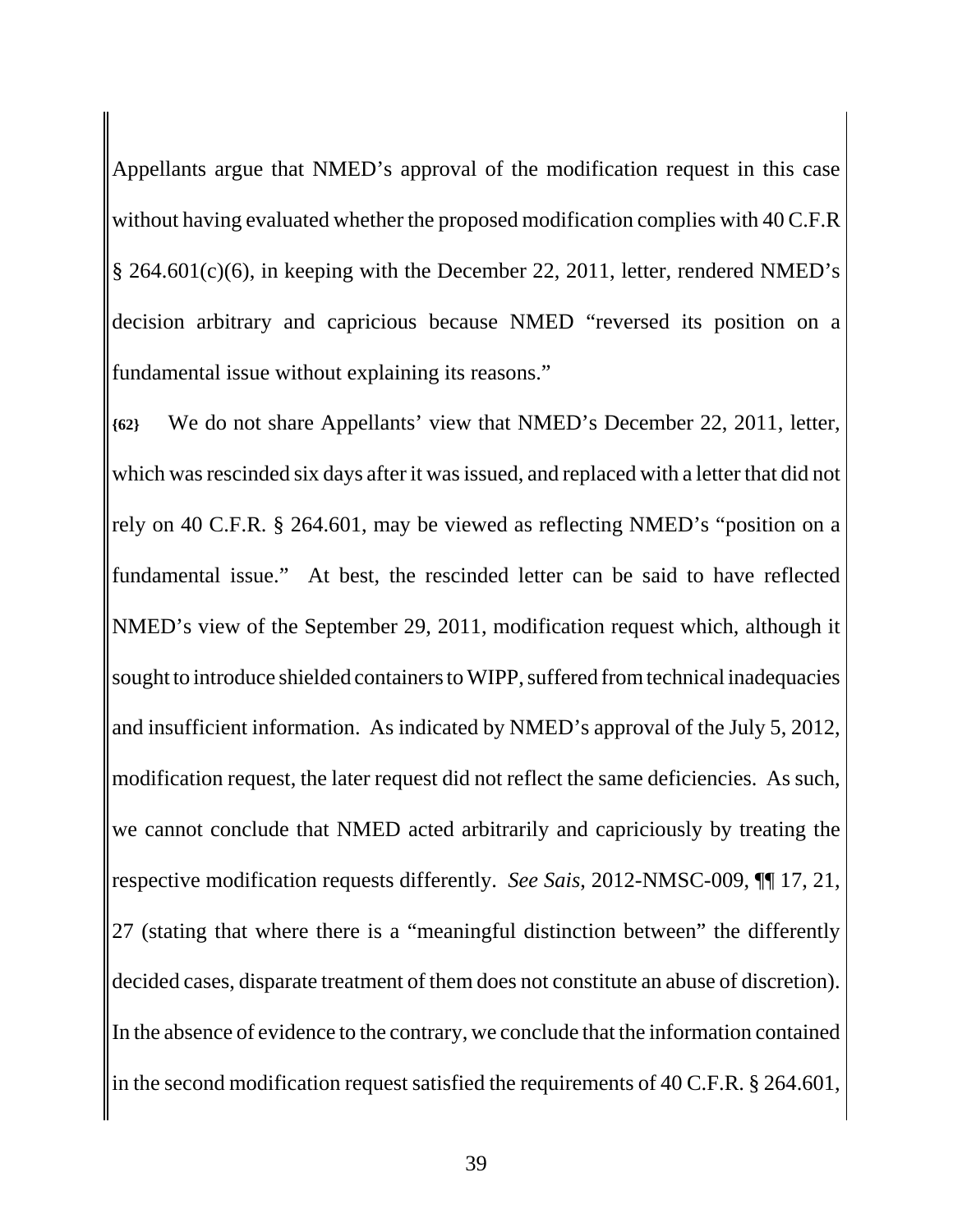Appellants argue that NMED's approval of the modification request in this case without having evaluated whether the proposed modification complies with 40 C.F.R § 264.601(c)(6), in keeping with the December 22, 2011, letter, rendered NMED's decision arbitrary and capricious because NMED "reversed its position on a fundamental issue without explaining its reasons."

**{62}** We do not share Appellants' view that NMED's December 22, 2011, letter, which was rescinded six days after it was issued, and replaced with a letter that did not rely on 40 C.F.R. § 264.601, may be viewed as reflecting NMED's "position on a fundamental issue." At best, the rescinded letter can be said to have reflected NMED's view of the September 29, 2011, modification request which, although it sought to introduce shielded containers to WIPP, suffered from technical inadequacies and insufficient information. As indicated by NMED's approval of the July 5, 2012, modification request, the later request did not reflect the same deficiencies. As such, we cannot conclude that NMED acted arbitrarily and capriciously by treating the respective modification requests differently. *See Sais*, 2012-NMSC-009, ¶¶ 17, 21, 27 (stating that where there is a "meaningful distinction between" the differently decided cases, disparate treatment of them does not constitute an abuse of discretion). In the absence of evidence to the contrary, we conclude that the information contained in the second modification request satisfied the requirements of 40 C.F.R. § 264.601,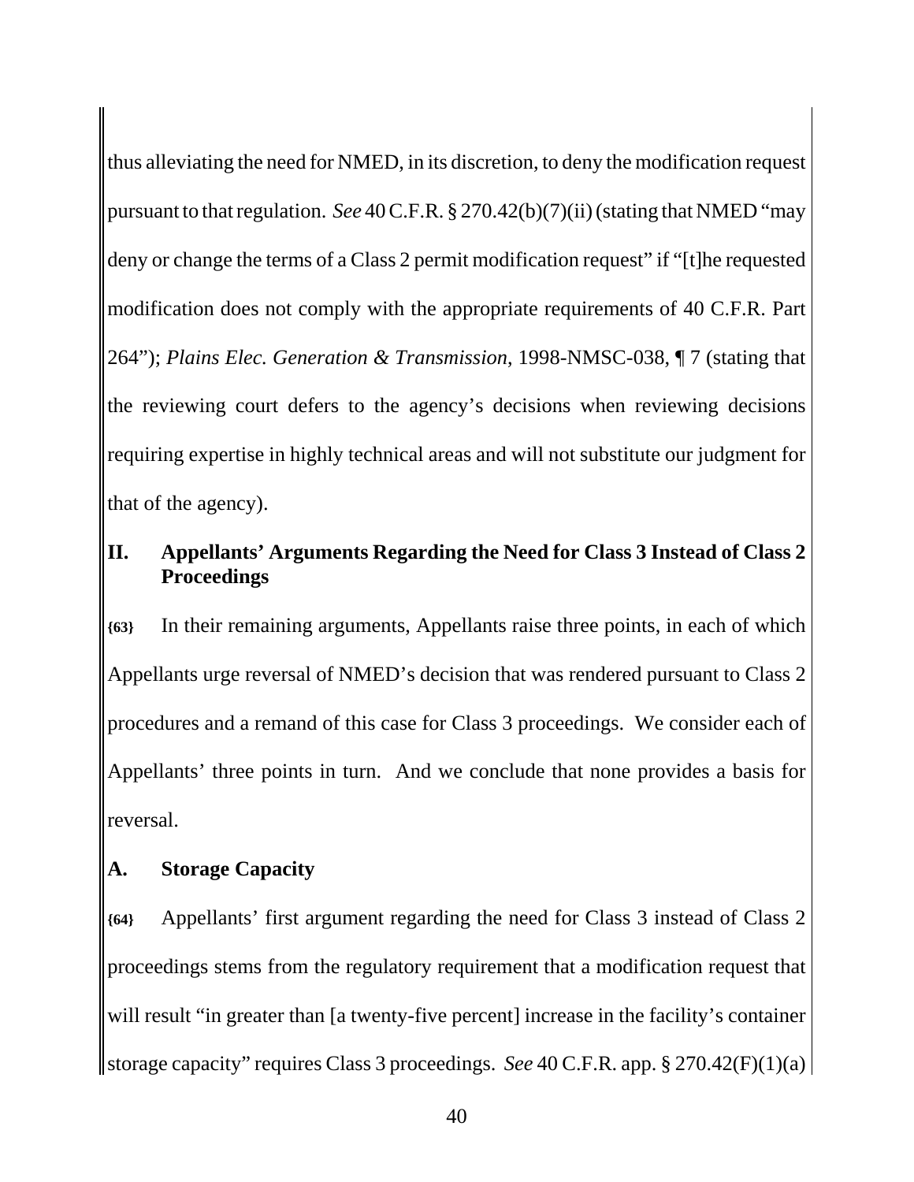thus alleviating the need for NMED, in its discretion, to deny the modification request pursuant to that regulation. *See* 40 C.F.R. § 270.42(b)(7)(ii) (stating that NMED "may deny or change the terms of a Class 2 permit modification request" if "[t]he requested modification does not comply with the appropriate requirements of 40 C.F.R. Part 264"); *Plains Elec. Generation & Transmission*, 1998-NMSC-038, ¶ 7 (stating that the reviewing court defers to the agency's decisions when reviewing decisions requiring expertise in highly technical areas and will not substitute our judgment for that of the agency).

## II. Appellants' Arguments Regarding the Need for Class 3 Instead of Class 2 Proceedings

**{63}** In their remaining arguments, Appellants raise three points, in each of which Appellants urge reversal of NMED's decision that was rendered pursuant to Class 2 procedures and a remand of this case for Class 3 proceedings. We consider each of Appellants' three points in turn. And we conclude that none provides a basis for reversal.

### A. Storage Capacity

**{64}** Appellants' first argument regarding the need for Class 3 instead of Class 2 proceedings stems from the regulatory requirement that a modification request that will result "in greater than [a twenty-five percent] increase in the facility's container storage capacity" requires Class 3 proceedings. *See* 40 C.F.R. app. § 270.42(F)(1)(a)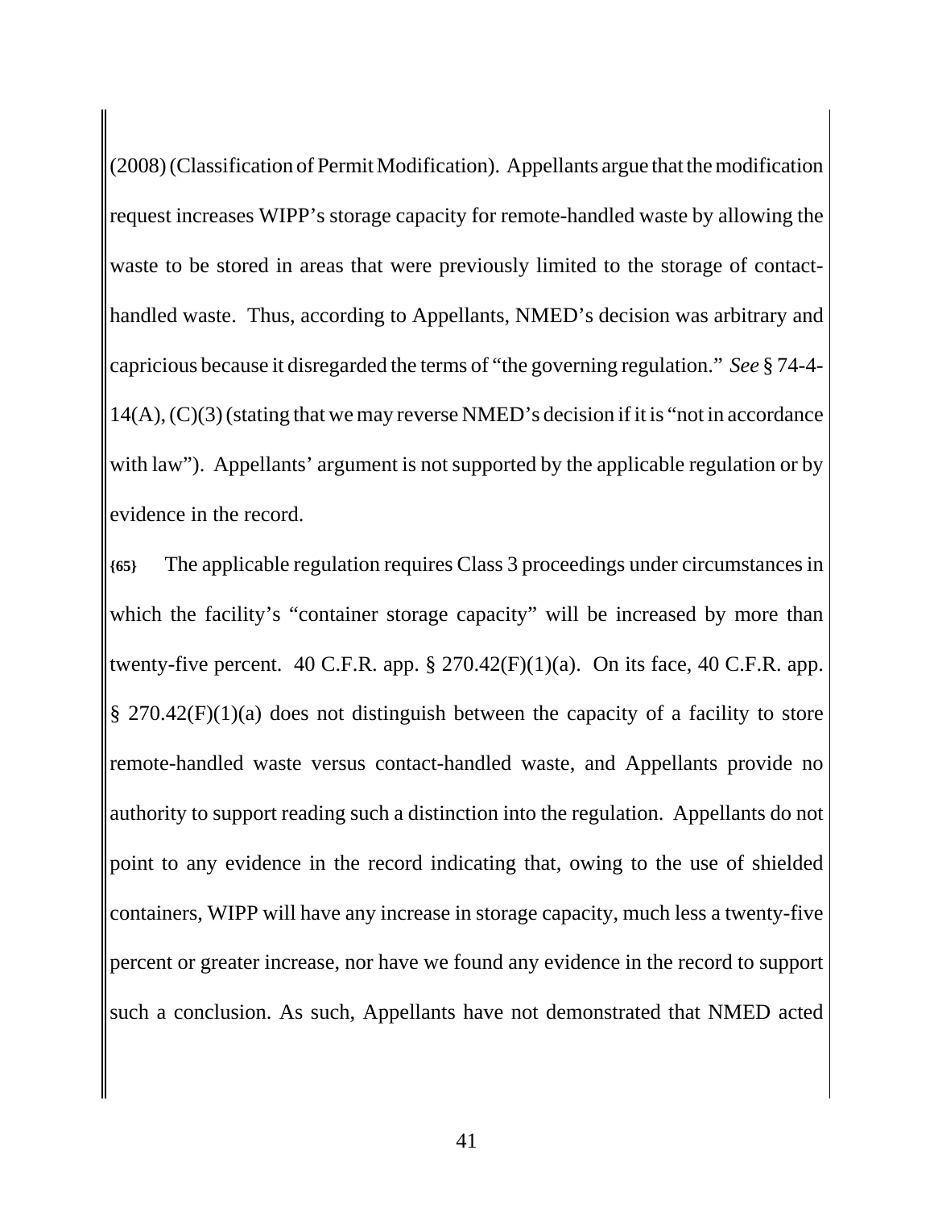(2008) (Classification of Permit Modification). Appellants argue that the modification request increases WIPP's storage capacity for remote-handled waste by allowing the waste to be stored in areas that were previously limited to the storage of contact-handled waste. Thus, according to Appellants, NMED's decision was arbitrary and capricious because it disregarded the terms of "the governing regulation." *See* § 74-4-14(A), (C)(3) (stating that we may reverse NMED's decision if it is "not in accordance with law"). Appellants' argument is not supported by the applicable regulation or by evidence in the record.

**{65}** The applicable regulation requires Class 3 proceedings under circumstances in which the facility's "container storage capacity" will be increased by more than twenty-five percent. 40 C.F.R. app. § 270.42(F)(1)(a). On its face, 40 C.F.R. app. § 270.42(F)(1)(a) does not distinguish between the capacity of a facility to store remote-handled waste versus contact-handled waste, and Appellants provide no authority to support reading such a distinction into the regulation. Appellants do not point to any evidence in the record indicating that, owing to the use of shielded containers, WIPP will have any increase in storage capacity, much less a twenty-five percent or greater increase, nor have we found any evidence in the record to support such a conclusion. As such, Appellants have not demonstrated that NMED acted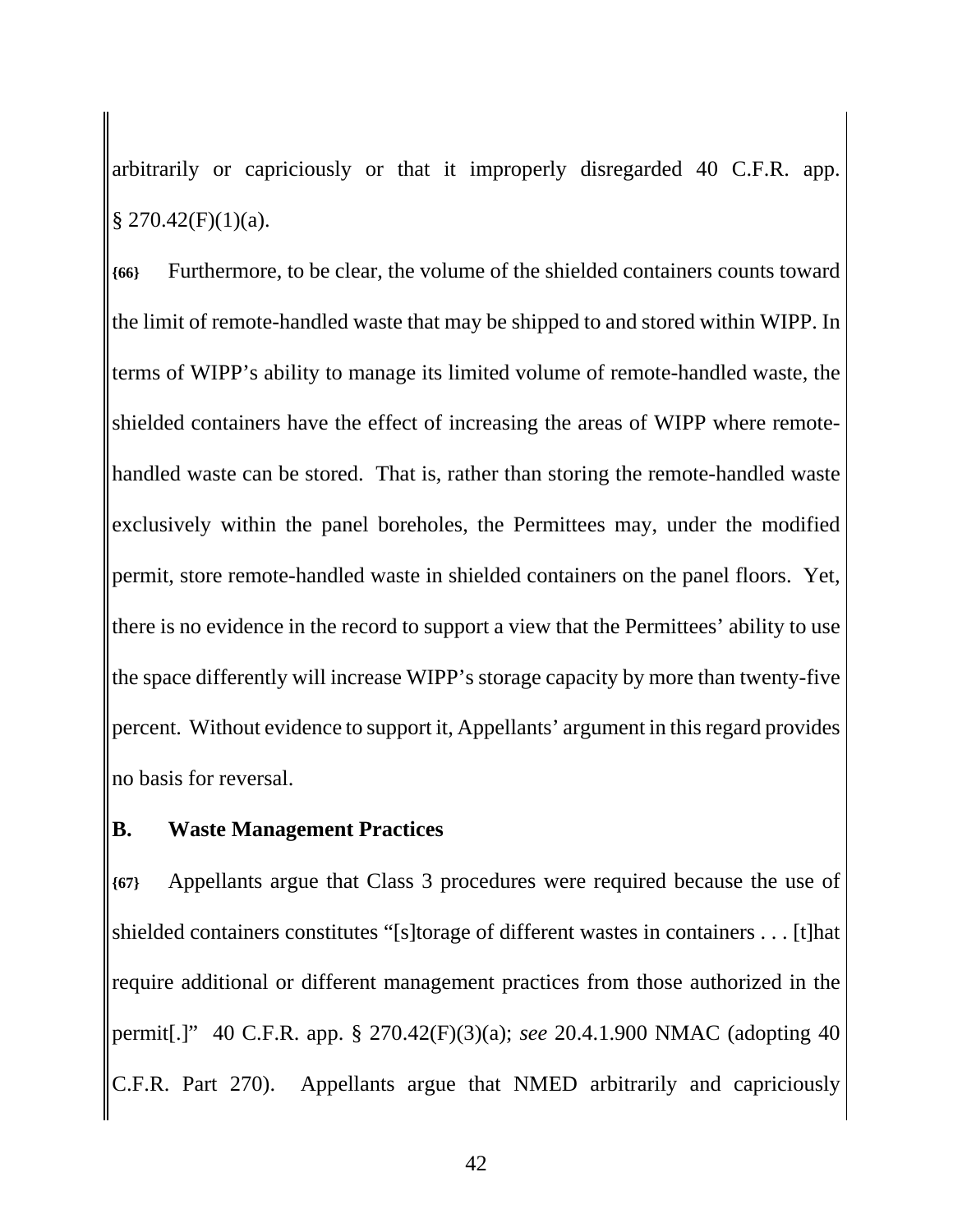arbitrarily or capriciously or that it improperly disregarded 40 C.F.R. app. § 270.42(F)(1)(a).

**{66}** Furthermore, to be clear, the volume of the shielded containers counts toward the limit of remote-handled waste that may be shipped to and stored within WIPP. In terms of WIPP's ability to manage its limited volume of remote-handled waste, the shielded containers have the effect of increasing the areas of WIPP where remote-handled waste can be stored. That is, rather than storing the remote-handled waste exclusively within the panel boreholes, the Permittees may, under the modified permit, store remote-handled waste in shielded containers on the panel floors. Yet, there is no evidence in the record to support a view that the Permittees' ability to use the space differently will increase WIPP's storage capacity by more than twenty-five percent. Without evidence to support it, Appellants' argument in this regard provides no basis for reversal.

## B. Waste Management Practices

**{67}** Appellants argue that Class 3 procedures were required because the use of shielded containers constitutes "[s]torage of different wastes in containers . . . [t]hat require additional or different management practices from those authorized in the permit[.]" 40 C.F.R. app. § 270.42(F)(3)(a); *see* 20.4.1.900 NMAC (adopting 40 C.F.R. Part 270). Appellants argue that NMED arbitrarily and capriciously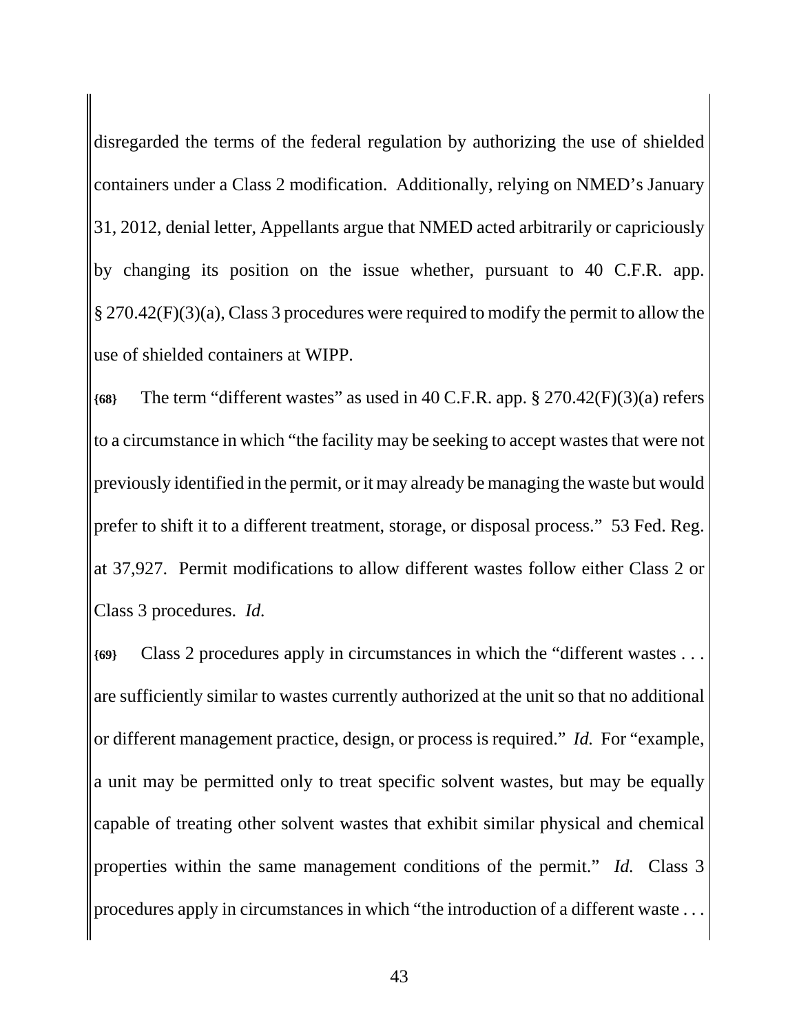disregarded the terms of the federal regulation by authorizing the use of shielded containers under a Class 2 modification. Additionally, relying on NMED's January 31, 2012, denial letter, Appellants argue that NMED acted arbitrarily or capriciously by changing its position on the issue whether, pursuant to 40 C.F.R. app. § 270.42(F)(3)(a), Class 3 procedures were required to modify the permit to allow the use of shielded containers at WIPP.

**{68}** The term "different wastes" as used in 40 C.F.R. app. § 270.42(F)(3)(a) refers to a circumstance in which "the facility may be seeking to accept wastes that were not previously identified in the permit, or it may already be managing the waste but would prefer to shift it to a different treatment, storage, or disposal process." 53 Fed. Reg. at 37,927. Permit modifications to allow different wastes follow either Class 2 or Class 3 procedures. *Id.*

**{69}** Class 2 procedures apply in circumstances in which the "different wastes . . . are sufficiently similar to wastes currently authorized at the unit so that no additional or different management practice, design, or process is required." *Id.* For "example, a unit may be permitted only to treat specific solvent wastes, but may be equally capable of treating other solvent wastes that exhibit similar physical and chemical properties within the same management conditions of the permit." *Id.* Class 3 procedures apply in circumstances in which "the introduction of a different waste . . .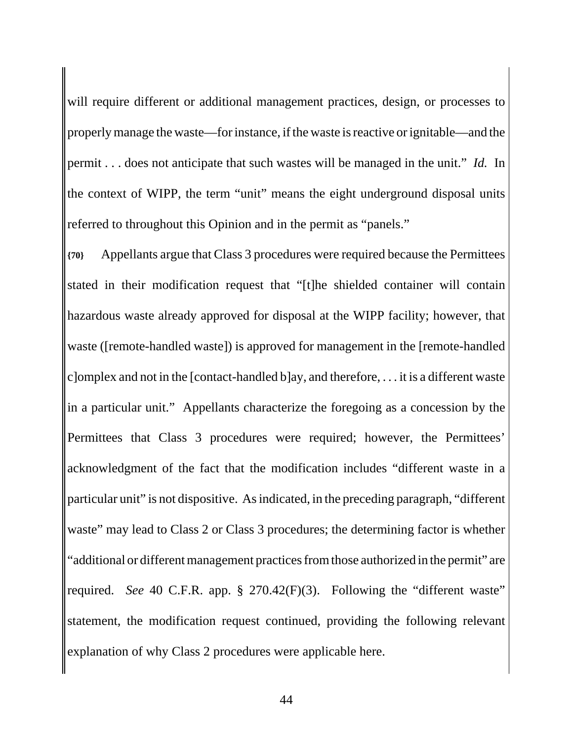will require different or additional management practices, design, or processes to properly manage the waste—for instance, if the waste is reactive or ignitable—and the permit . . . does not anticipate that such wastes will be managed in the unit." *Id.* In the context of WIPP, the term "unit" means the eight underground disposal units referred to throughout this Opinion and in the permit as "panels."

**{70}** Appellants argue that Class 3 procedures were required because the Permittees stated in their modification request that "[t]he shielded container will contain hazardous waste already approved for disposal at the WIPP facility; however, that waste ([remote-handled waste]) is approved for management in the [remote-handled c]omplex and not in the [contact-handled b]ay, and therefore, . . . it is a different waste in a particular unit." Appellants characterize the foregoing as a concession by the Permittees that Class 3 procedures were required; however, the Permittees' acknowledgment of the fact that the modification includes "different waste in a particular unit" is not dispositive. As indicated, in the preceding paragraph, "different waste" may lead to Class 2 or Class 3 procedures; the determining factor is whether "additional or different management practices from those authorized in the permit" are required. *See* 40 C.F.R. app. § 270.42(F)(3). Following the "different waste" statement, the modification request continued, providing the following relevant explanation of why Class 2 procedures were applicable here.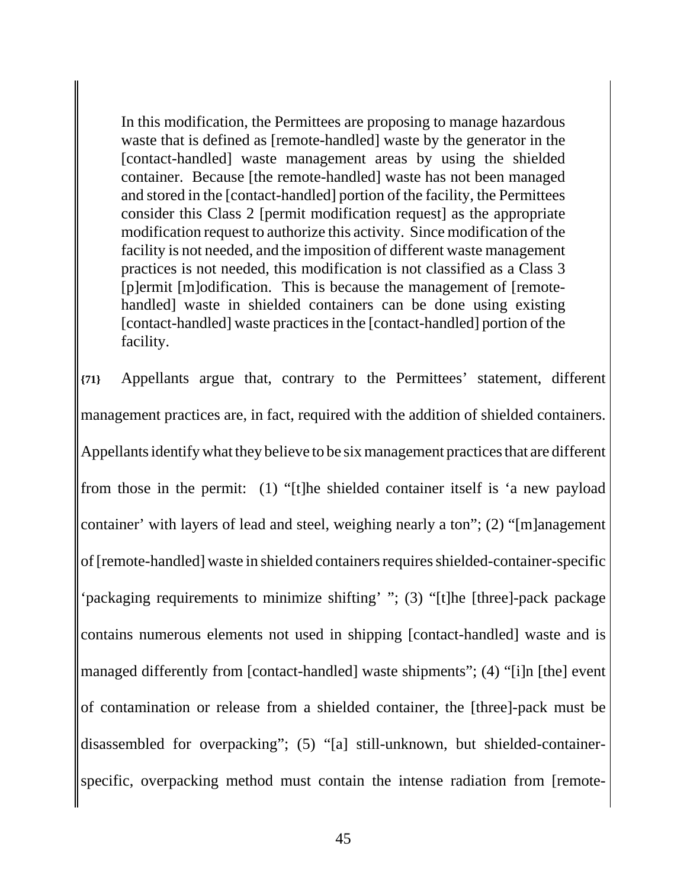> In this modification, the Permittees are proposing to manage hazardous waste that is defined as [remote-handled] waste by the generator in the [contact-handled] waste management areas by using the shielded container. Because [the remote-handled] waste has not been managed and stored in the [contact-handled] portion of the facility, the Permittees consider this Class 2 [permit modification request] as the appropriate modification request to authorize this activity. Since modification of the facility is not needed, and the imposition of different waste management practices is not needed, this modification is not classified as a Class 3 [p]ermit [m]odification. This is because the management of [remote-handled] waste in shielded containers can be done using existing [contact-handled] waste practices in the [contact-handled] portion of the facility.

**{71}** Appellants argue that, contrary to the Permittees' statement, different management practices are, in fact, required with the addition of shielded containers. Appellants identify what they believe to be six management practices that are different from those in the permit: (1) "[t]he shielded container itself is 'a new payload container' with layers of lead and steel, weighing nearly a ton"; (2) "[m]anagement of [remote-handled] waste in shielded containers requires shielded-container-specific 'packaging requirements to minimize shifting' "; (3) "[t]he [three]-pack package contains numerous elements not used in shipping [contact-handled] waste and is managed differently from [contact-handled] waste shipments"; (4) "[i]n [the] event of contamination or release from a shielded container, the [three]-pack must be disassembled for overpacking"; (5) "[a] still-unknown, but shielded-container-specific, overpacking method must contain the intense radiation from [remote-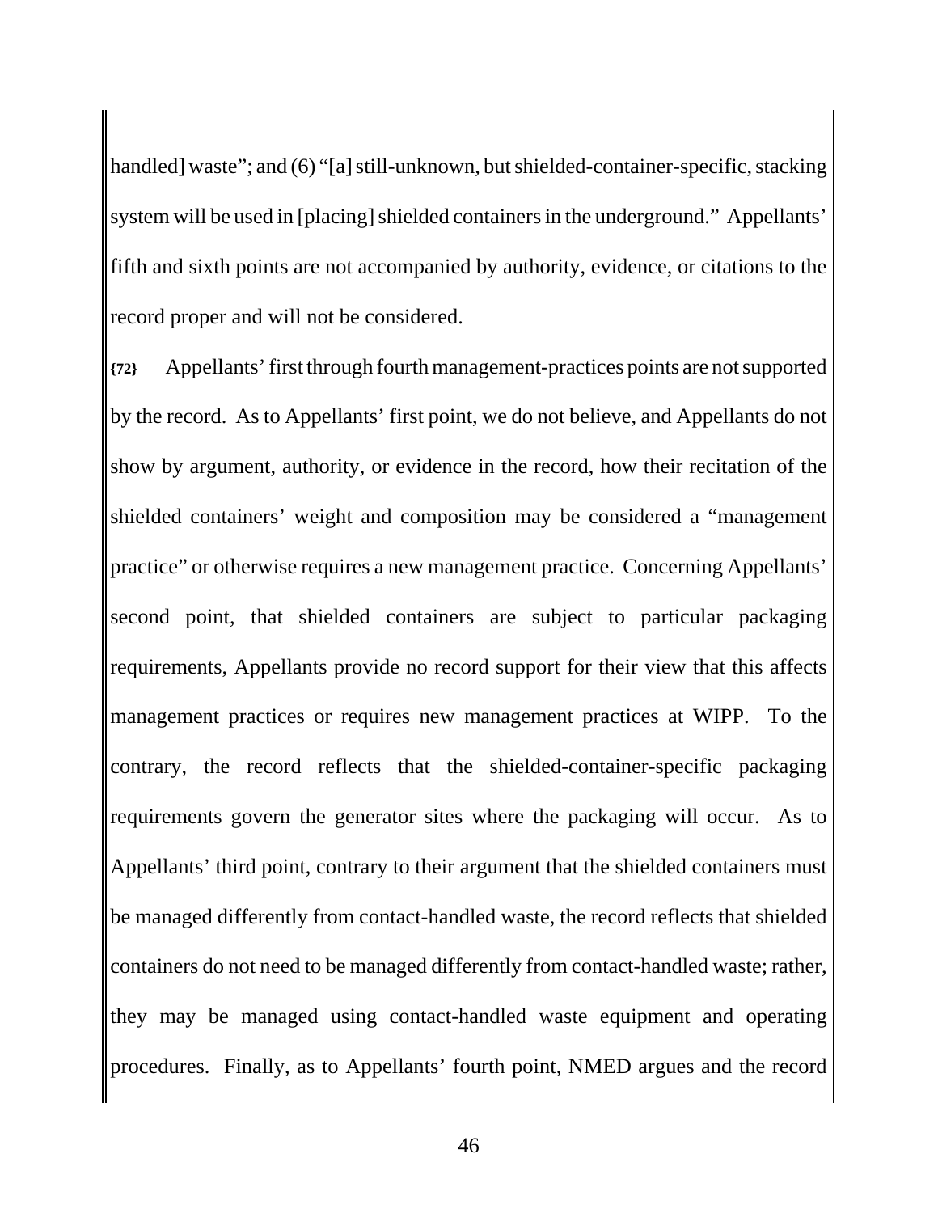handled] waste"; and (6) "[a] still-unknown, but shielded-container-specific, stacking system will be used in [placing] shielded containers in the underground." Appellants' fifth and sixth points are not accompanied by authority, evidence, or citations to the record proper and will not be considered.

**{72}** Appellants' first through fourth management-practices points are not supported by the record. As to Appellants' first point, we do not believe, and Appellants do not show by argument, authority, or evidence in the record, how their recitation of the shielded containers' weight and composition may be considered a "management practice" or otherwise requires a new management practice. Concerning Appellants' second point, that shielded containers are subject to particular packaging requirements, Appellants provide no record support for their view that this affects management practices or requires new management practices at WIPP. To the contrary, the record reflects that the shielded-container-specific packaging requirements govern the generator sites where the packaging will occur. As to Appellants' third point, contrary to their argument that the shielded containers must be managed differently from contact-handled waste, the record reflects that shielded containers do not need to be managed differently from contact-handled waste; rather, they may be managed using contact-handled waste equipment and operating procedures. Finally, as to Appellants' fourth point, NMED argues and the record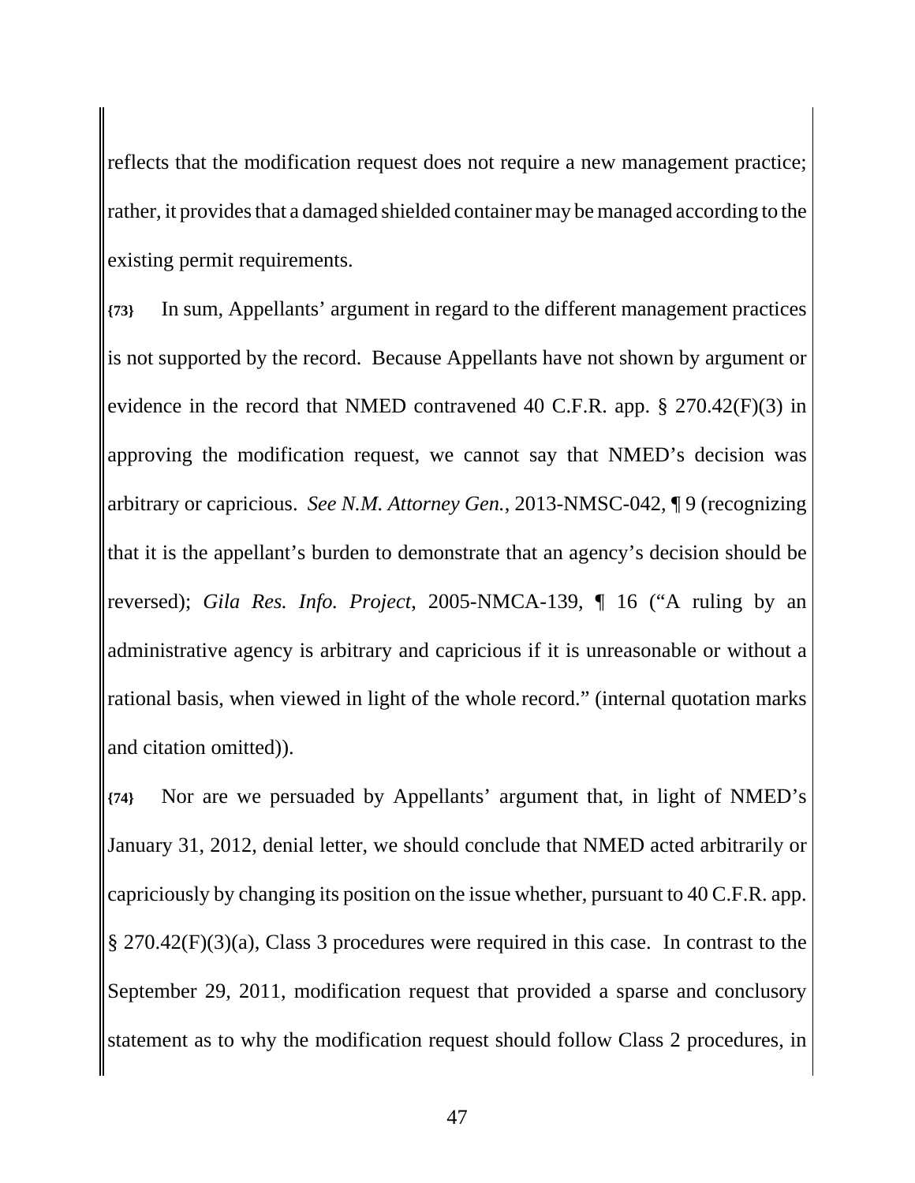reflects that the modification request does not require a new management practice; rather, it provides that a damaged shielded container may be managed according to the existing permit requirements.

**{73}** In sum, Appellants' argument in regard to the different management practices is not supported by the record. Because Appellants have not shown by argument or evidence in the record that NMED contravened 40 C.F.R. app. § 270.42(F)(3) in approving the modification request, we cannot say that NMED's decision was arbitrary or capricious. *See N.M. Attorney Gen.*, 2013-NMSC-042, ¶ 9 (recognizing that it is the appellant's burden to demonstrate that an agency's decision should be reversed); *Gila Res. Info. Project*, 2005-NMCA-139, ¶ 16 ("A ruling by an administrative agency is arbitrary and capricious if it is unreasonable or without a rational basis, when viewed in light of the whole record." (internal quotation marks and citation omitted)).

**{74}** Nor are we persuaded by Appellants' argument that, in light of NMED's January 31, 2012, denial letter, we should conclude that NMED acted arbitrarily or capriciously by changing its position on the issue whether, pursuant to 40 C.F.R. app. § 270.42(F)(3)(a), Class 3 procedures were required in this case. In contrast to the September 29, 2011, modification request that provided a sparse and conclusory statement as to why the modification request should follow Class 2 procedures, in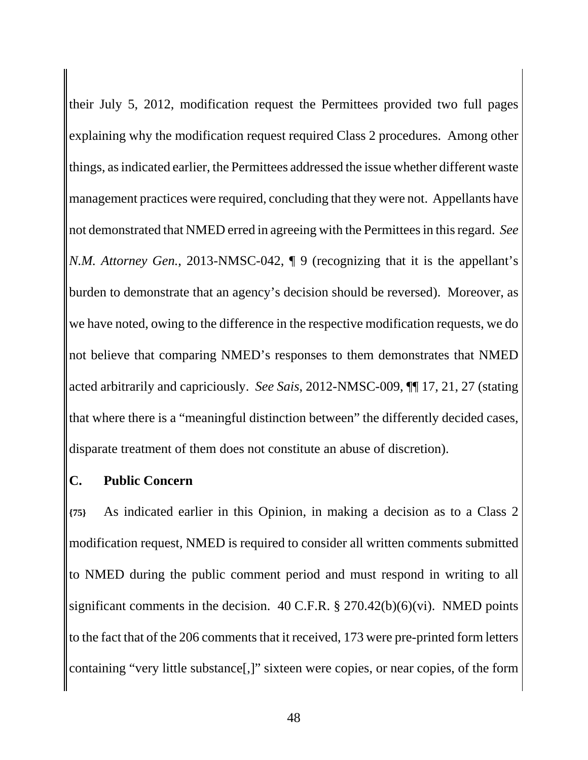their July 5, 2012, modification request the Permittees provided two full pages explaining why the modification request required Class 2 procedures. Among other things, as indicated earlier, the Permittees addressed the issue whether different waste management practices were required, concluding that they were not. Appellants have not demonstrated that NMED erred in agreeing with the Permittees in this regard. *See N.M. Attorney Gen.*, 2013-NMSC-042, ¶ 9 (recognizing that it is the appellant's burden to demonstrate that an agency's decision should be reversed). Moreover, as we have noted, owing to the difference in the respective modification requests, we do not believe that comparing NMED's responses to them demonstrates that NMED acted arbitrarily and capriciously. *See Sais*, 2012-NMSC-009, ¶¶ 17, 21, 27 (stating that where there is a "meaningful distinction between" the differently decided cases, disparate treatment of them does not constitute an abuse of discretion).

## C. Public Concern

**{75}** As indicated earlier in this Opinion, in making a decision as to a Class 2 modification request, NMED is required to consider all written comments submitted to NMED during the public comment period and must respond in writing to all significant comments in the decision. 40 C.F.R. § 270.42(b)(6)(vi). NMED points to the fact that of the 206 comments that it received, 173 were pre-printed form letters containing "very little substance[,]" sixteen were copies, or near copies, of the form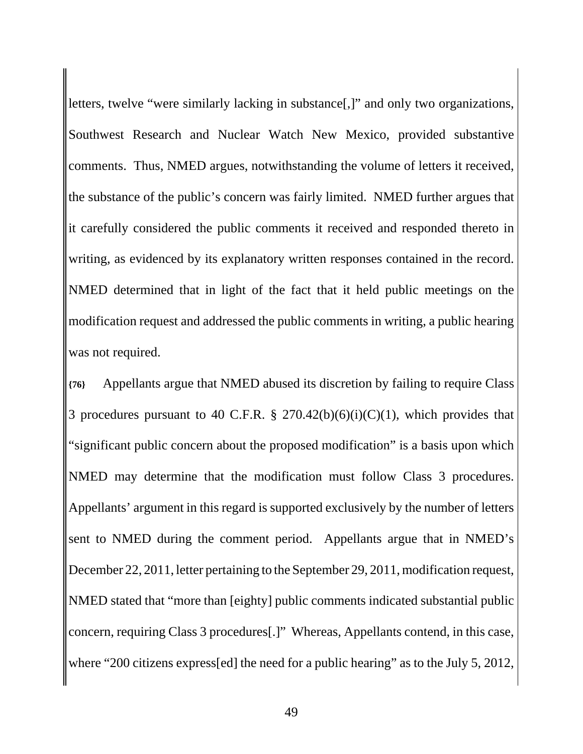letters, twelve "were similarly lacking in substance[,]" and only two organizations, Southwest Research and Nuclear Watch New Mexico, provided substantive comments. Thus, NMED argues, notwithstanding the volume of letters it received, the substance of the public's concern was fairly limited. NMED further argues that it carefully considered the public comments it received and responded thereto in writing, as evidenced by its explanatory written responses contained in the record. NMED determined that in light of the fact that it held public meetings on the modification request and addressed the public comments in writing, a public hearing was not required.

**{76}** Appellants argue that NMED abused its discretion by failing to require Class 3 procedures pursuant to 40 C.F.R. § 270.42(b)(6)(i)(C)(1), which provides that "significant public concern about the proposed modification" is a basis upon which NMED may determine that the modification must follow Class 3 procedures. Appellants' argument in this regard is supported exclusively by the number of letters sent to NMED during the comment period. Appellants argue that in NMED's December 22, 2011, letter pertaining to the September 29, 2011, modification request, NMED stated that "more than [eighty] public comments indicated substantial public concern, requiring Class 3 procedures[.]" Whereas, Appellants contend, in this case, where "200 citizens express[ed] the need for a public hearing" as to the July 5, 2012,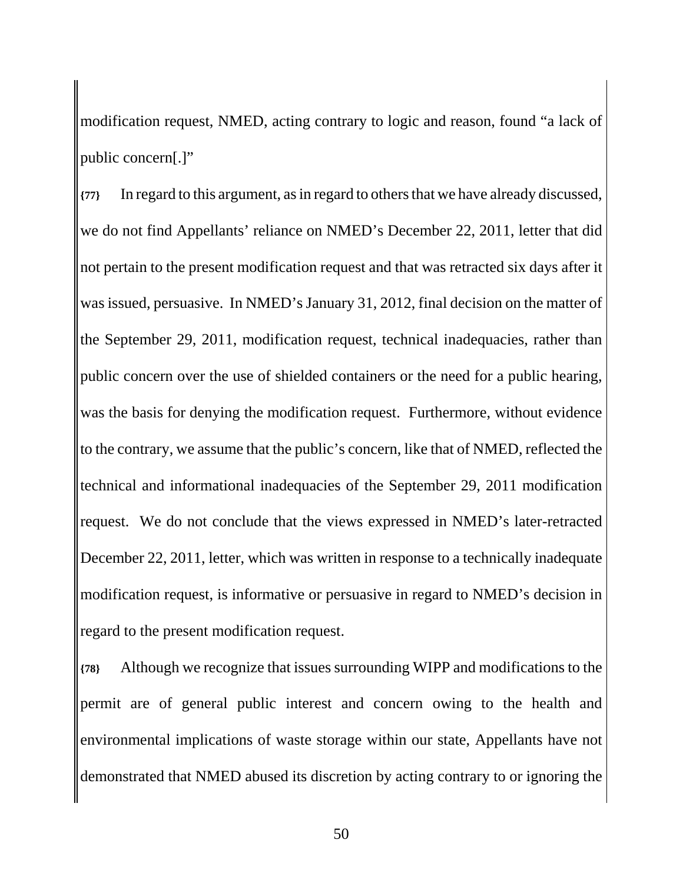modification request, NMED, acting contrary to logic and reason, found "a lack of public concern[.]"

**{77}** In regard to this argument, as in regard to others that we have already discussed, we do not find Appellants' reliance on NMED's December 22, 2011, letter that did not pertain to the present modification request and that was retracted six days after it was issued, persuasive. In NMED's January 31, 2012, final decision on the matter of the September 29, 2011, modification request, technical inadequacies, rather than public concern over the use of shielded containers or the need for a public hearing, was the basis for denying the modification request. Furthermore, without evidence to the contrary, we assume that the public's concern, like that of NMED, reflected the technical and informational inadequacies of the September 29, 2011 modification request. We do not conclude that the views expressed in NMED's later-retracted December 22, 2011, letter, which was written in response to a technically inadequate modification request, is informative or persuasive in regard to NMED's decision in regard to the present modification request.

**{78}** Although we recognize that issues surrounding WIPP and modifications to the permit are of general public interest and concern owing to the health and environmental implications of waste storage within our state, Appellants have not demonstrated that NMED abused its discretion by acting contrary to or ignoring the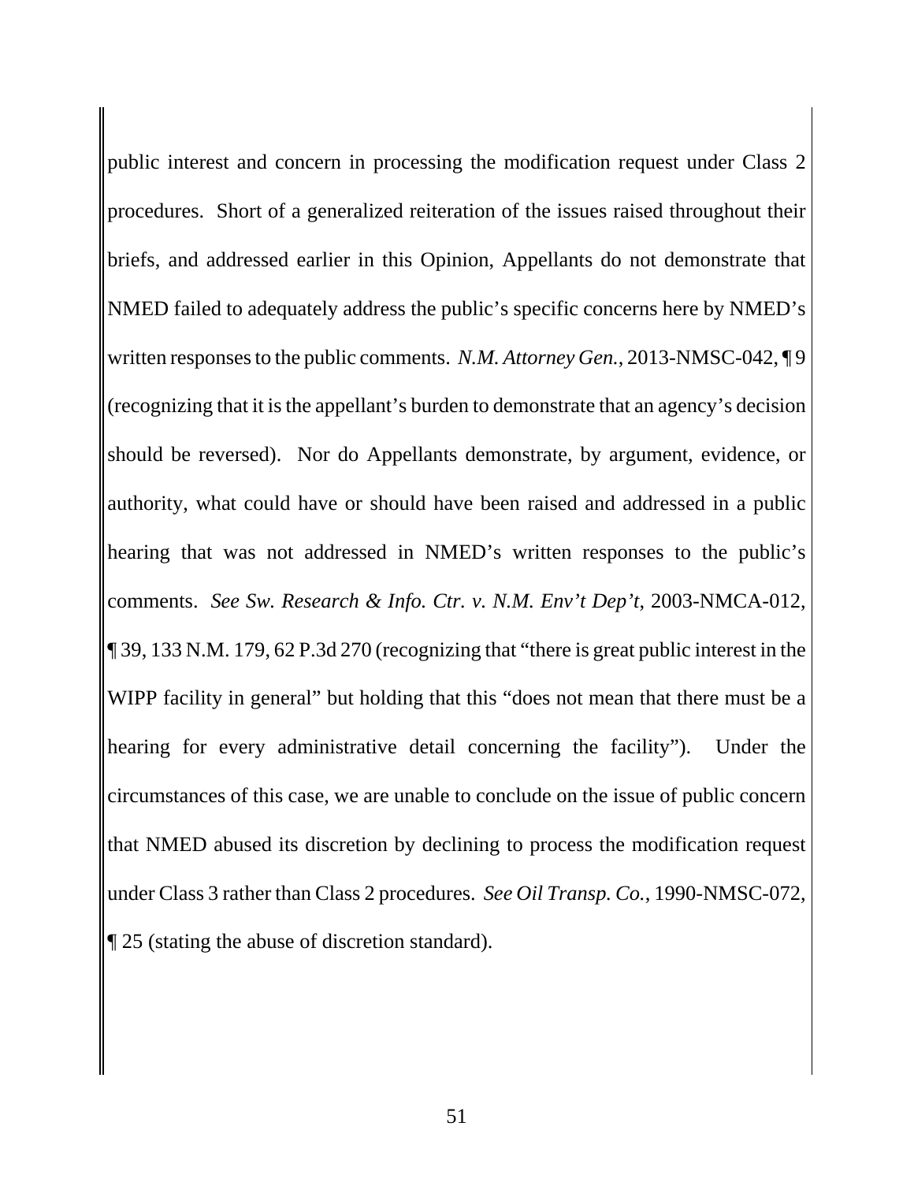public interest and concern in processing the modification request under Class 2 procedures. Short of a generalized reiteration of the issues raised throughout their briefs, and addressed earlier in this Opinion, Appellants do not demonstrate that NMED failed to adequately address the public's specific concerns here by NMED's written responses to the public comments. *N.M. Attorney Gen.*, 2013-NMSC-042, ¶ 9 (recognizing that it is the appellant's burden to demonstrate that an agency's decision should be reversed). Nor do Appellants demonstrate, by argument, evidence, or authority, what could have or should have been raised and addressed in a public hearing that was not addressed in NMED's written responses to the public's comments. *See Sw. Research & Info. Ctr. v. N.M. Env't Dep't*, 2003-NMCA-012, ¶ 39, 133 N.M. 179, 62 P.3d 270 (recognizing that "there is great public interest in the WIPP facility in general" but holding that this "does not mean that there must be a hearing for every administrative detail concerning the facility"). Under the circumstances of this case, we are unable to conclude on the issue of public concern that NMED abused its discretion by declining to process the modification request under Class 3 rather than Class 2 procedures. *See Oil Transp. Co.*, 1990-NMSC-072, ¶ 25 (stating the abuse of discretion standard).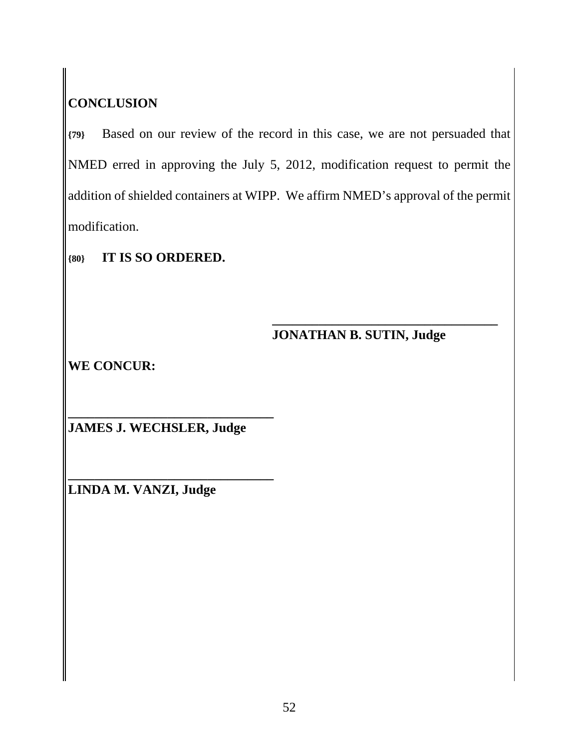## CONCLUSION

{79} Based on our review of the record in this case, we are not persuaded that NMED erred in approving the July 5, 2012, modification request to permit the addition of shielded containers at WIPP. We affirm NMED's approval of the permit modification.

{80} **IT IS SO ORDERED.**

_________________________________

**JONATHAN B. SUTIN, Judge**

**WE CONCUR:**

_________________________________

**JAMES J. WECHSLER, Judge**

_________________________________

**LINDA M. VANZI, Judge**